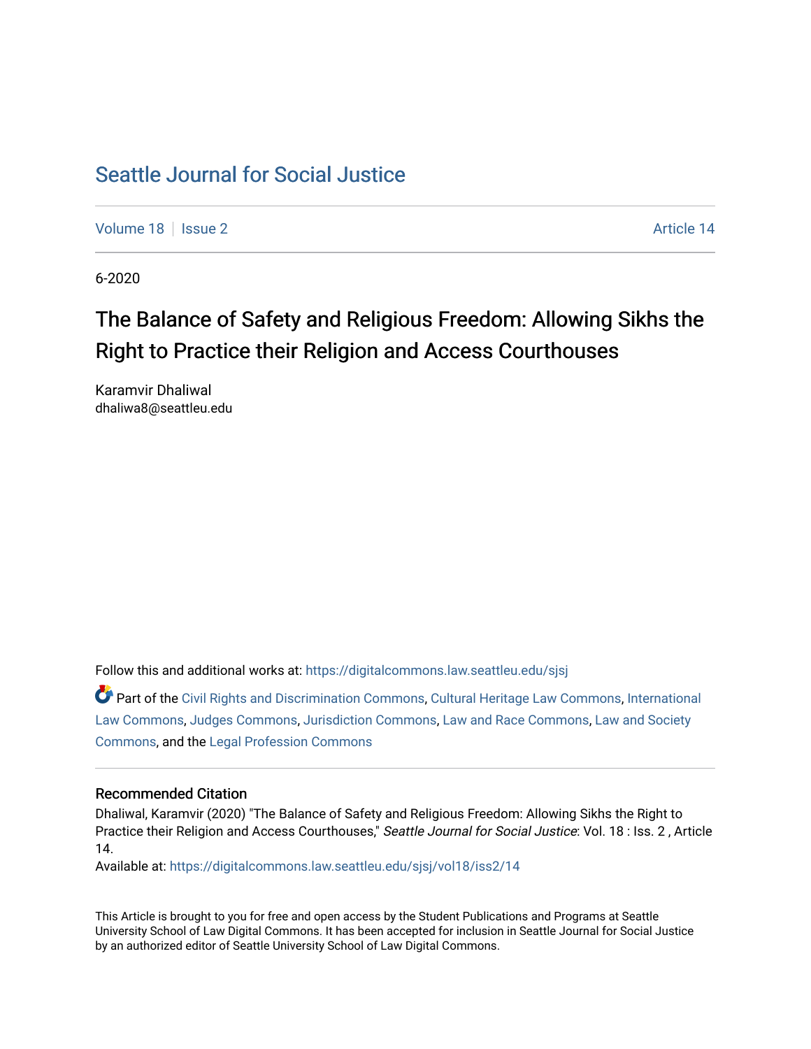# Seattle Journal for Social Justice

Volume 18 | Issue 2 | Article 14

6-2020

## The Balance of Safety and Religious Freedom: Allowing Sikhs the Right to Practice their Religion and Access Courthouses

Karamvir Dhaliwal
dhaliwa8@seattleu.edu

Follow this and additional works at: https://digitalcommons.law.seattleu.edu/sjsj

Part of the Civil Rights and Discrimination Commons, Cultural Heritage Law Commons, International Law Commons, Judges Commons, Jurisdiction Commons, Law and Race Commons, Law and Society Commons, and the Legal Profession Commons

### Recommended Citation

Dhaliwal, Karamvir (2020) "The Balance of Safety and Religious Freedom: Allowing Sikhs the Right to Practice their Religion and Access Courthouses," *Seattle Journal for Social Justice*: Vol. 18 : Iss. 2 , Article 14.

Available at: https://digitalcommons.law.seattleu.edu/sjsj/vol18/iss2/14

This Article is brought to you for free and open access by the Student Publications and Programs at Seattle University School of Law Digital Commons. It has been accepted for inclusion in Seattle Journal for Social Justice by an authorized editor of Seattle University School of Law Digital Commons.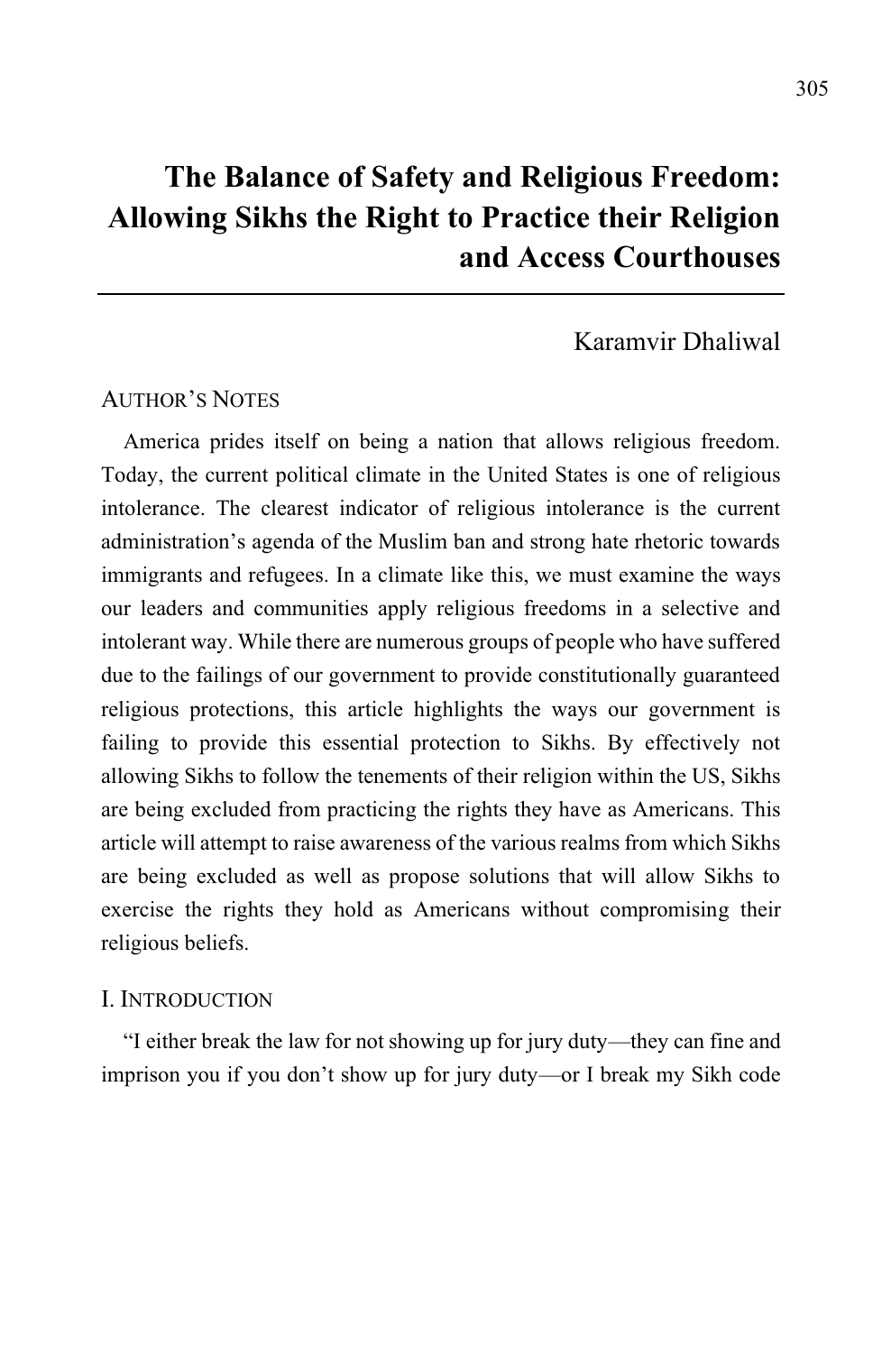# The Balance of Safety and Religious Freedom: Allowing Sikhs the Right to Practice their Religion and Access Courthouses

Karamvir Dhaliwal

## AUTHOR'S NOTES

America prides itself on being a nation that allows religious freedom. Today, the current political climate in the United States is one of religious intolerance. The clearest indicator of religious intolerance is the current administration's agenda of the Muslim ban and strong hate rhetoric towards immigrants and refugees. In a climate like this, we must examine the ways our leaders and communities apply religious freedoms in a selective and intolerant way. While there are numerous groups of people who have suffered due to the failings of our government to provide constitutionally guaranteed religious protections, this article highlights the ways our government is failing to provide this essential protection to Sikhs. By effectively not allowing Sikhs to follow the tenements of their religion within the US, Sikhs are being excluded from practicing the rights they have as Americans. This article will attempt to raise awareness of the various realms from which Sikhs are being excluded as well as propose solutions that will allow Sikhs to exercise the rights they hold as Americans without compromising their religious beliefs.

## I. INTRODUCTION

"I either break the law for not showing up for jury duty—they can fine and imprison you if you don't show up for jury duty—or I break my Sikh code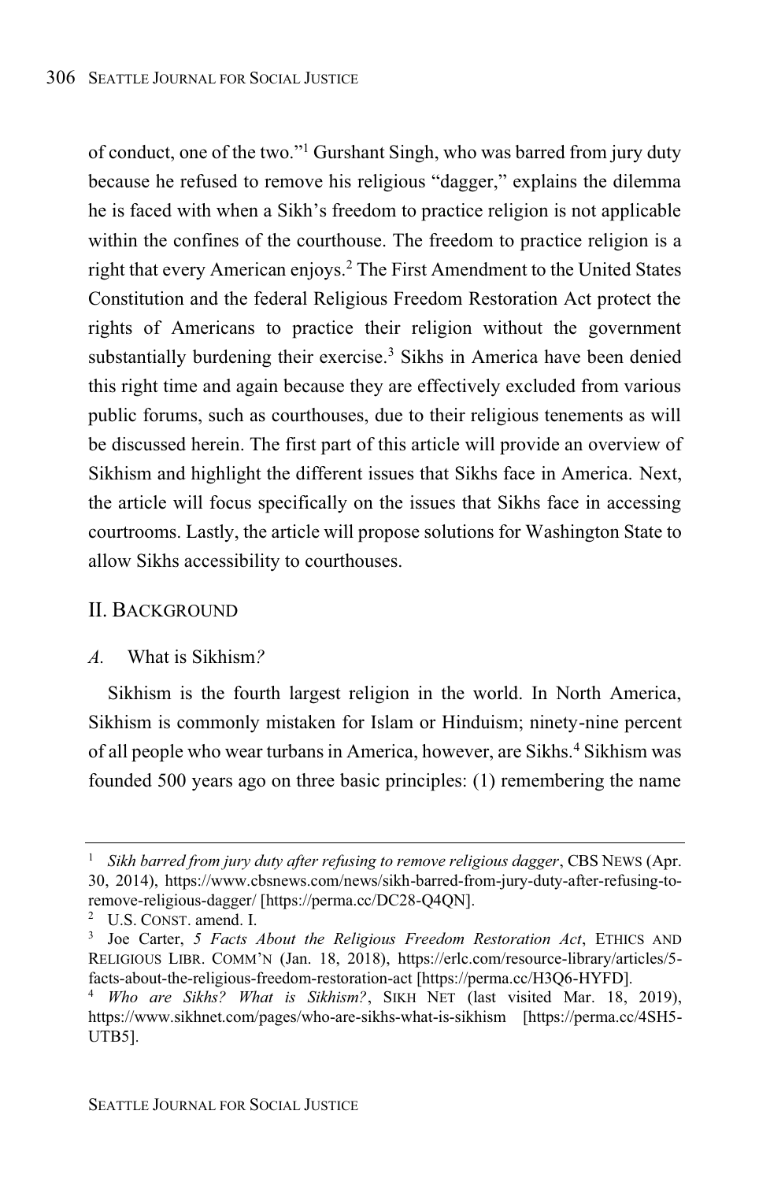of conduct, one of the two."[1] Gurshant Singh, who was barred from jury duty because he refused to remove his religious "dagger," explains the dilemma he is faced with when a Sikh's freedom to practice religion is not applicable within the confines of the courthouse. The freedom to practice religion is a right that every American enjoys.[2] The First Amendment to the United States Constitution and the federal Religious Freedom Restoration Act protect the rights of Americans to practice their religion without the government substantially burdening their exercise.[3] Sikhs in America have been denied this right time and again because they are effectively excluded from various public forums, such as courthouses, due to their religious tenements as will be discussed herein. The first part of this article will provide an overview of Sikhism and highlight the different issues that Sikhs face in America. Next, the article will focus specifically on the issues that Sikhs face in accessing courtrooms. Lastly, the article will propose solutions for Washington State to allow Sikhs accessibility to courthouses.

## II. Background

### *A.* What is Sikhism*?*

Sikhism is the fourth largest religion in the world. In North America, Sikhism is commonly mistaken for Islam or Hinduism; ninety-nine percent of all people who wear turbans in America, however, are Sikhs.[4] Sikhism was founded 500 years ago on three basic principles: (1) remembering the name

---

[1] *Sikh barred from jury duty after refusing to remove religious dagger*, CBS NEWS (Apr. 30, 2014), https://www.cbsnews.com/news/sikh-barred-from-jury-duty-after-refusing-to-remove-religious-dagger/ [https://perma.cc/DC28-Q4QN].

[2] U.S. CONST. amend. I.

[3] Joe Carter, *5 Facts About the Religious Freedom Restoration Act*, ETHICS AND RELIGIOUS LIBR. COMM'N (Jan. 18, 2018), https://erlc.com/resource-library/articles/5-facts-about-the-religious-freedom-restoration-act [https://perma.cc/H3Q6-HYFD].

[4] *Who are Sikhs? What is Sikhism?*, SIKH NET (last visited Mar. 18, 2019), https://www.sikhnet.com/pages/who-are-sikhs-what-is-sikhism [https://perma.cc/4SH5-UTB5].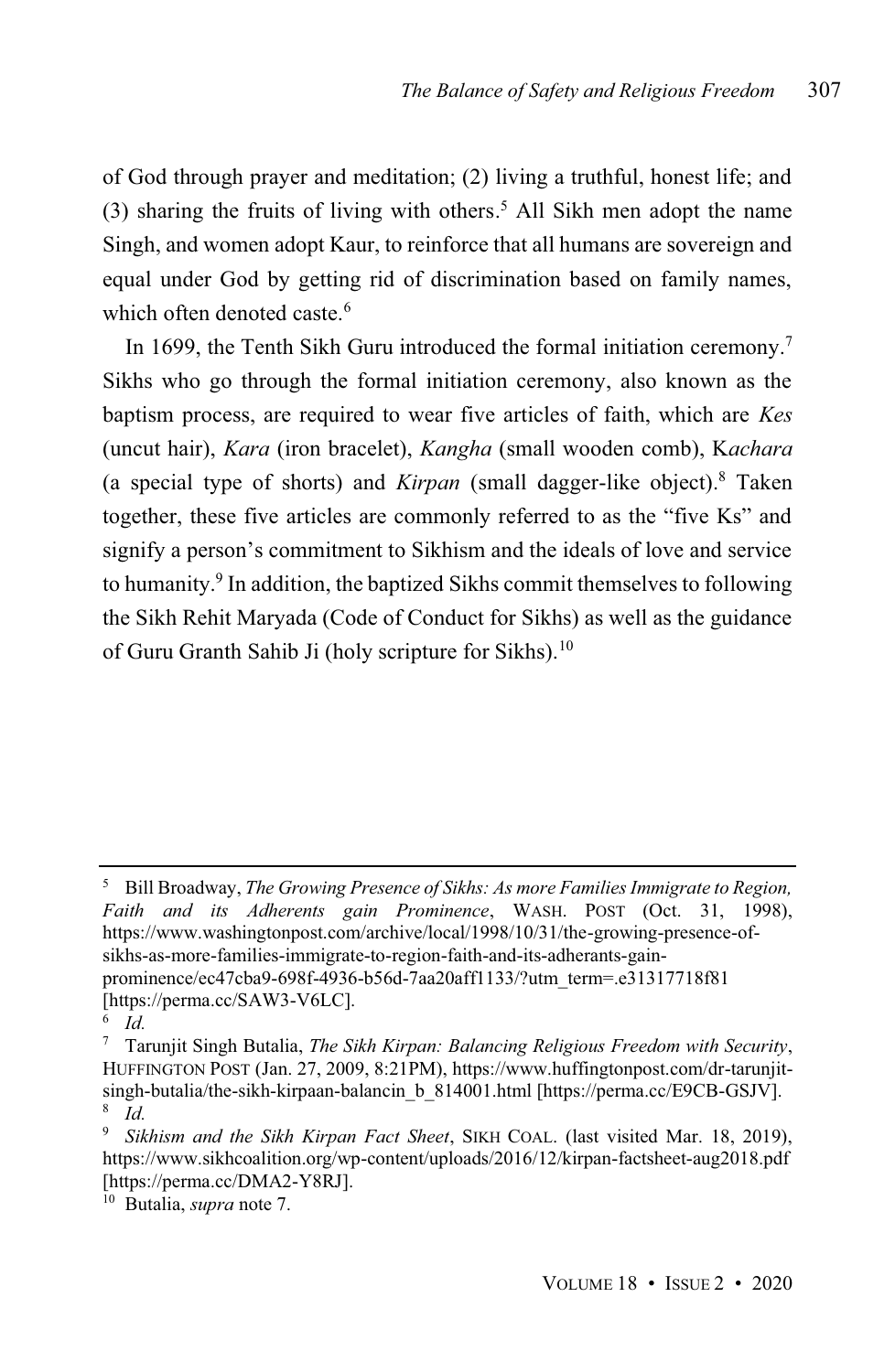of God through prayer and meditation; (2) living a truthful, honest life; and (3) sharing the fruits of living with others.[5] All Sikh men adopt the name Singh, and women adopt Kaur, to reinforce that all humans are sovereign and equal under God by getting rid of discrimination based on family names, which often denoted caste.[6]

In 1699, the Tenth Sikh Guru introduced the formal initiation ceremony.[7] Sikhs who go through the formal initiation ceremony, also known as the baptism process, are required to wear five articles of faith, which are *Kes* (uncut hair), *Kara* (iron bracelet), *Kangha* (small wooden comb), K*achara* (a special type of shorts) and *Kirpan* (small dagger-like object).[8] Taken together, these five articles are commonly referred to as the "five Ks" and signify a person's commitment to Sikhism and the ideals of love and service to humanity.[9] In addition, the baptized Sikhs commit themselves to following the Sikh Rehit Maryada (Code of Conduct for Sikhs) as well as the guidance of Guru Granth Sahib Ji (holy scripture for Sikhs).[10]

---

[5] Bill Broadway, *The Growing Presence of Sikhs: As more Families Immigrate to Region, Faith and its Adherents gain Prominence*, WASH. POST (Oct. 31, 1998), https://www.washingtonpost.com/archive/local/1998/10/31/the-growing-presence-of-sikhs-as-more-families-immigrate-to-region-faith-and-its-adherants-gain-prominence/ec47cba9-698f-4936-b56d-7aa20aff1133/?utm_term=.e31317718f81 [https://perma.cc/SAW3-V6LC].

[6] *Id.*

[7] Tarunjit Singh Butalia, *The Sikh Kirpan: Balancing Religious Freedom with Security*, HUFFINGTON POST (Jan. 27, 2009, 8:21PM), https://www.huffingtonpost.com/dr-tarunjit-singh-butalia/the-sikh-kirpaan-balancin_b_814001.html [https://perma.cc/E9CB-GSJV].

[8] *Id.*

[9] *Sikhism and the Sikh Kirpan Fact Sheet*, SIKH COAL. (last visited Mar. 18, 2019), https://www.sikhcoalition.org/wp-content/uploads/2016/12/kirpan-factsheet-aug2018.pdf [https://perma.cc/DMA2-Y8RJ].

[10] Butalia, *supra* note 7.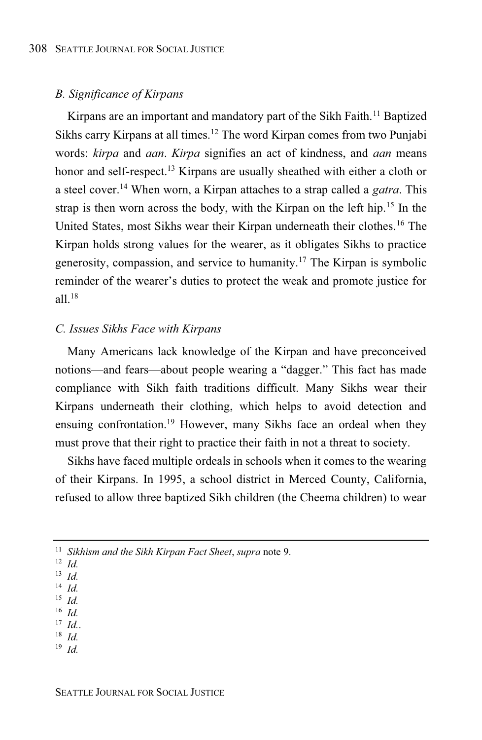### *B. Significance of Kirpans*

Kirpans are an important and mandatory part of the Sikh Faith.[11] Baptized Sikhs carry Kirpans at all times.[12] The word Kirpan comes from two Punjabi words: *kirpa* and *aan*. *Kirpa* signifies an act of kindness, and *aan* means honor and self-respect.[13] Kirpans are usually sheathed with either a cloth or a steel cover.[14] When worn, a Kirpan attaches to a strap called a *gatra*. This strap is then worn across the body, with the Kirpan on the left hip.[15] In the United States, most Sikhs wear their Kirpan underneath their clothes.[16] The Kirpan holds strong values for the wearer, as it obligates Sikhs to practice generosity, compassion, and service to humanity.[17] The Kirpan is symbolic reminder of the wearer's duties to protect the weak and promote justice for all.[18]

### *C. Issues Sikhs Face with Kirpans*

Many Americans lack knowledge of the Kirpan and have preconceived notions—and fears—about people wearing a "dagger." This fact has made compliance with Sikh faith traditions difficult. Many Sikhs wear their Kirpans underneath their clothing, which helps to avoid detection and ensuing confrontation.[19] However, many Sikhs face an ordeal when they must prove that their right to practice their faith in not a threat to society.

Sikhs have faced multiple ordeals in schools when it comes to the wearing of their Kirpans. In 1995, a school district in Merced County, California, refused to allow three baptized Sikh children (the Cheema children) to wear

---

[11] *Sikhism and the Sikh Kirpan Fact Sheet*, *supra* note 9.
[12] *Id.*
[13] *Id.*
[14] *Id.*
[15] *Id.*
[16] *Id.*
[17] *Id.*.
[18] *Id.*
[19] *Id.*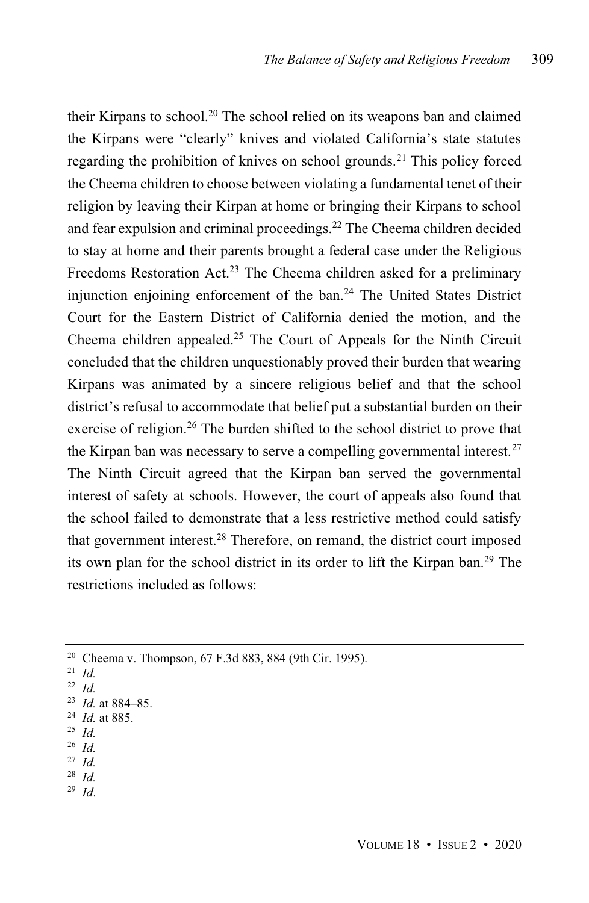their Kirpans to school.[20] The school relied on its weapons ban and claimed the Kirpans were "clearly" knives and violated California's state statutes regarding the prohibition of knives on school grounds.[21] This policy forced the Cheema children to choose between violating a fundamental tenet of their religion by leaving their Kirpan at home or bringing their Kirpans to school and fear expulsion and criminal proceedings.[22] The Cheema children decided to stay at home and their parents brought a federal case under the Religious Freedoms Restoration Act.[23] The Cheema children asked for a preliminary injunction enjoining enforcement of the ban.[24] The United States District Court for the Eastern District of California denied the motion, and the Cheema children appealed.[25] The Court of Appeals for the Ninth Circuit concluded that the children unquestionably proved their burden that wearing Kirpans was animated by a sincere religious belief and that the school district's refusal to accommodate that belief put a substantial burden on their exercise of religion.[26] The burden shifted to the school district to prove that the Kirpan ban was necessary to serve a compelling governmental interest.[27] The Ninth Circuit agreed that the Kirpan ban served the governmental interest of safety at schools. However, the court of appeals also found that the school failed to demonstrate that a less restrictive method could satisfy that government interest.[28] Therefore, on remand, the district court imposed its own plan for the school district in its order to lift the Kirpan ban.[29] The restrictions included as follows:

---

[20] Cheema v. Thompson, 67 F.3d 883, 884 (9th Cir. 1995).

[21] *Id.*

[22] *Id.*

[23] *Id.* at 884–85.

[24] *Id.* at 885.

[25] *Id.*

[26] *Id.*

[27] *Id.*

[28] *Id.*

[29] *Id*.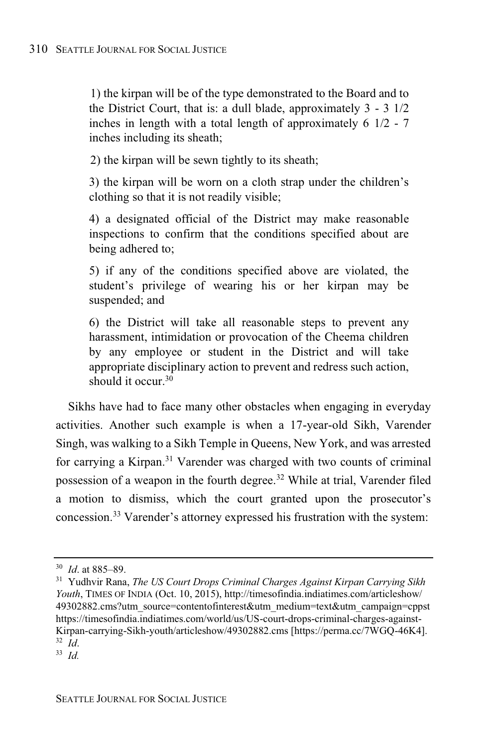> 1) the kirpan will be of the type demonstrated to the Board and to the District Court, that is: a dull blade, approximately 3 - 3 1/2 inches in length with a total length of approximately 6 1/2 - 7 inches including its sheath;
>
> 2) the kirpan will be sewn tightly to its sheath;
>
> 3) the kirpan will be worn on a cloth strap under the children's clothing so that it is not readily visible;
>
> 4) a designated official of the District may make reasonable inspections to confirm that the conditions specified about are being adhered to;
>
> 5) if any of the conditions specified above are violated, the student's privilege of wearing his or her kirpan may be suspended; and
>
> 6) the District will take all reasonable steps to prevent any harassment, intimidation or provocation of the Cheema children by any employee or student in the District and will take appropriate disciplinary action to prevent and redress such action, should it occur.[30]

Sikhs have had to face many other obstacles when engaging in everyday activities. Another such example is when a 17-year-old Sikh, Varender Singh, was walking to a Sikh Temple in Queens, New York, and was arrested for carrying a Kirpan.[31] Varender was charged with two counts of criminal possession of a weapon in the fourth degree.[32] While at trial, Varender filed a motion to dismiss, which the court granted upon the prosecutor's concession.[33] Varender's attorney expressed his frustration with the system:

---

[30] *Id*. at 885–89.

[31] Yudhvir Rana, *The US Court Drops Criminal Charges Against Kirpan Carrying Sikh Youth*, TIMES OF INDIA (Oct. 10, 2015), http://timesofindia.indiatimes.com/articleshow/49302882.cms?utm_source=contentofinterest&utm_medium=text&utm_campaign=cppst https://timesofindia.indiatimes.com/world/us/US-court-drops-criminal-charges-against-Kirpan-carrying-Sikh-youth/articleshow/49302882.cms [https://perma.cc/7WGQ-46K4].

[32] *Id*.

[33] *Id.*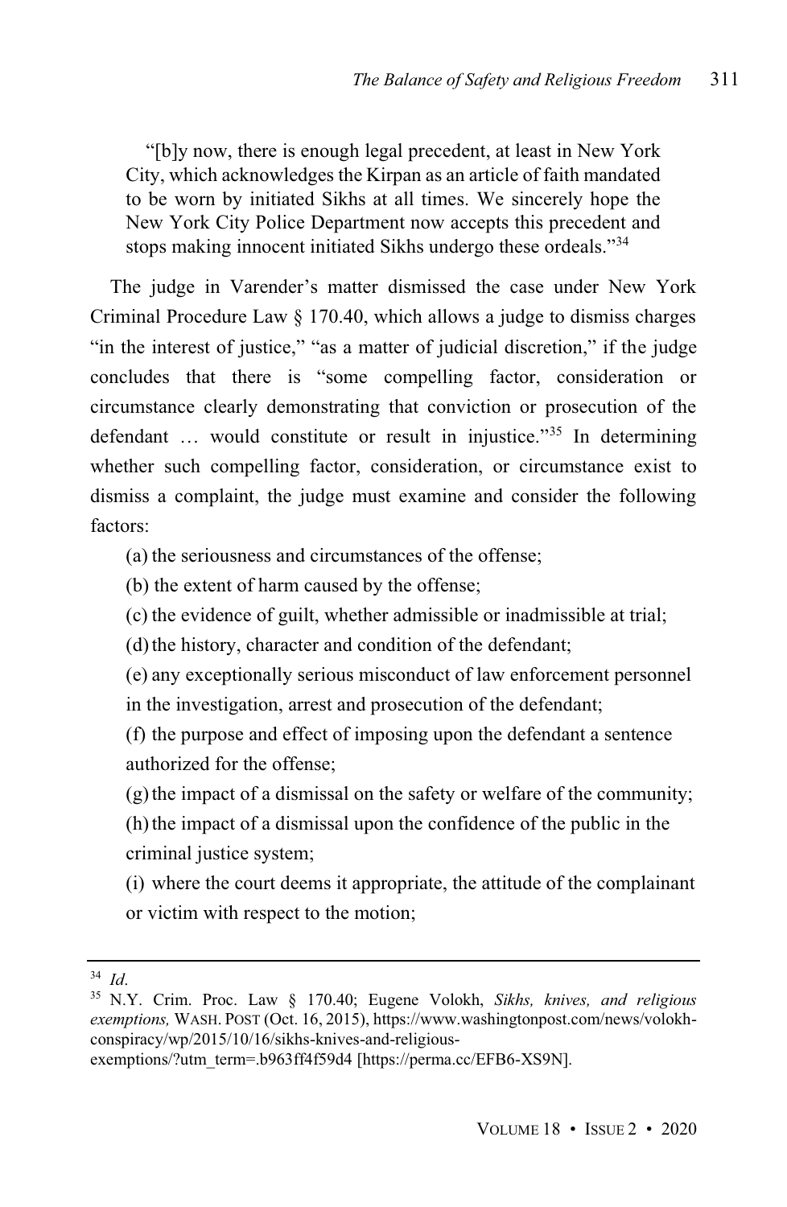> "[b]y now, there is enough legal precedent, at least in New York City, which acknowledges the Kirpan as an article of faith mandated to be worn by initiated Sikhs at all times. We sincerely hope the New York City Police Department now accepts this precedent and stops making innocent initiated Sikhs undergo these ordeals."[34]

The judge in Varender's matter dismissed the case under New York Criminal Procedure Law § 170.40, which allows a judge to dismiss charges "in the interest of justice," "as a matter of judicial discretion," if the judge concludes that there is "some compelling factor, consideration or circumstance clearly demonstrating that conviction or prosecution of the defendant … would constitute or result in injustice."[35] In determining whether such compelling factor, consideration, or circumstance exist to dismiss a complaint, the judge must examine and consider the following factors:

(a) the seriousness and circumstances of the offense;

(b) the extent of harm caused by the offense;

(c) the evidence of guilt, whether admissible or inadmissible at trial;

(d) the history, character and condition of the defendant;

(e) any exceptionally serious misconduct of law enforcement personnel in the investigation, arrest and prosecution of the defendant;

(f) the purpose and effect of imposing upon the defendant a sentence authorized for the offense;

(g) the impact of a dismissal on the safety or welfare of the community;

(h) the impact of a dismissal upon the confidence of the public in the criminal justice system;

(i) where the court deems it appropriate, the attitude of the complainant or victim with respect to the motion;

---

[34] *Id.*

[35] N.Y. Crim. Proc. Law § 170.40; Eugene Volokh, *Sikhs, knives, and religious exemptions,* WASH. POST (Oct. 16, 2015), https://www.washingtonpost.com/news/volokh-conspiracy/wp/2015/10/16/sikhs-knives-and-religious-exemptions/?utm_term=.b963ff4f59d4 [https://perma.cc/EFB6-XS9N].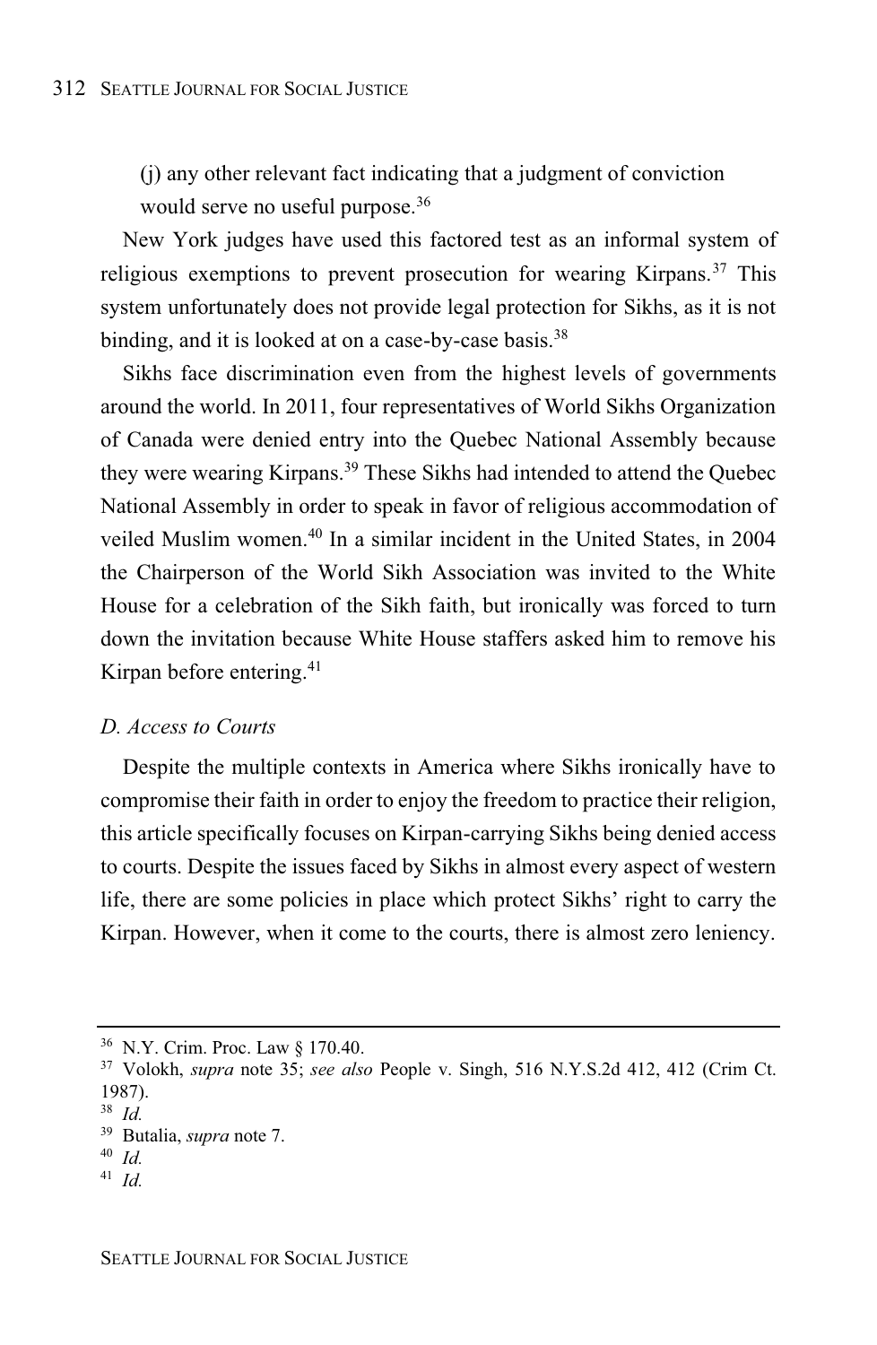(j) any other relevant fact indicating that a judgment of conviction would serve no useful purpose.[36]

New York judges have used this factored test as an informal system of religious exemptions to prevent prosecution for wearing Kirpans.[37] This system unfortunately does not provide legal protection for Sikhs, as it is not binding, and it is looked at on a case-by-case basis.[38]

Sikhs face discrimination even from the highest levels of governments around the world. In 2011, four representatives of World Sikhs Organization of Canada were denied entry into the Quebec National Assembly because they were wearing Kirpans.[39] These Sikhs had intended to attend the Quebec National Assembly in order to speak in favor of religious accommodation of veiled Muslim women.[40] In a similar incident in the United States, in 2004 the Chairperson of the World Sikh Association was invited to the White House for a celebration of the Sikh faith, but ironically was forced to turn down the invitation because White House staffers asked him to remove his Kirpan before entering.[41]

### *D. Access to Courts*

Despite the multiple contexts in America where Sikhs ironically have to compromise their faith in order to enjoy the freedom to practice their religion, this article specifically focuses on Kirpan-carrying Sikhs being denied access to courts. Despite the issues faced by Sikhs in almost every aspect of western life, there are some policies in place which protect Sikhs' right to carry the Kirpan. However, when it come to the courts, there is almost zero leniency.

---

[36] N.Y. Crim. Proc. Law § 170.40.

[37] Volokh, *supra* note 35; *see also* People v. Singh, 516 N.Y.S.2d 412, 412 (Crim Ct. 1987).

[38] *Id.*

[39] Butalia, *supra* note 7.

[40] *Id.*

[41] *Id.*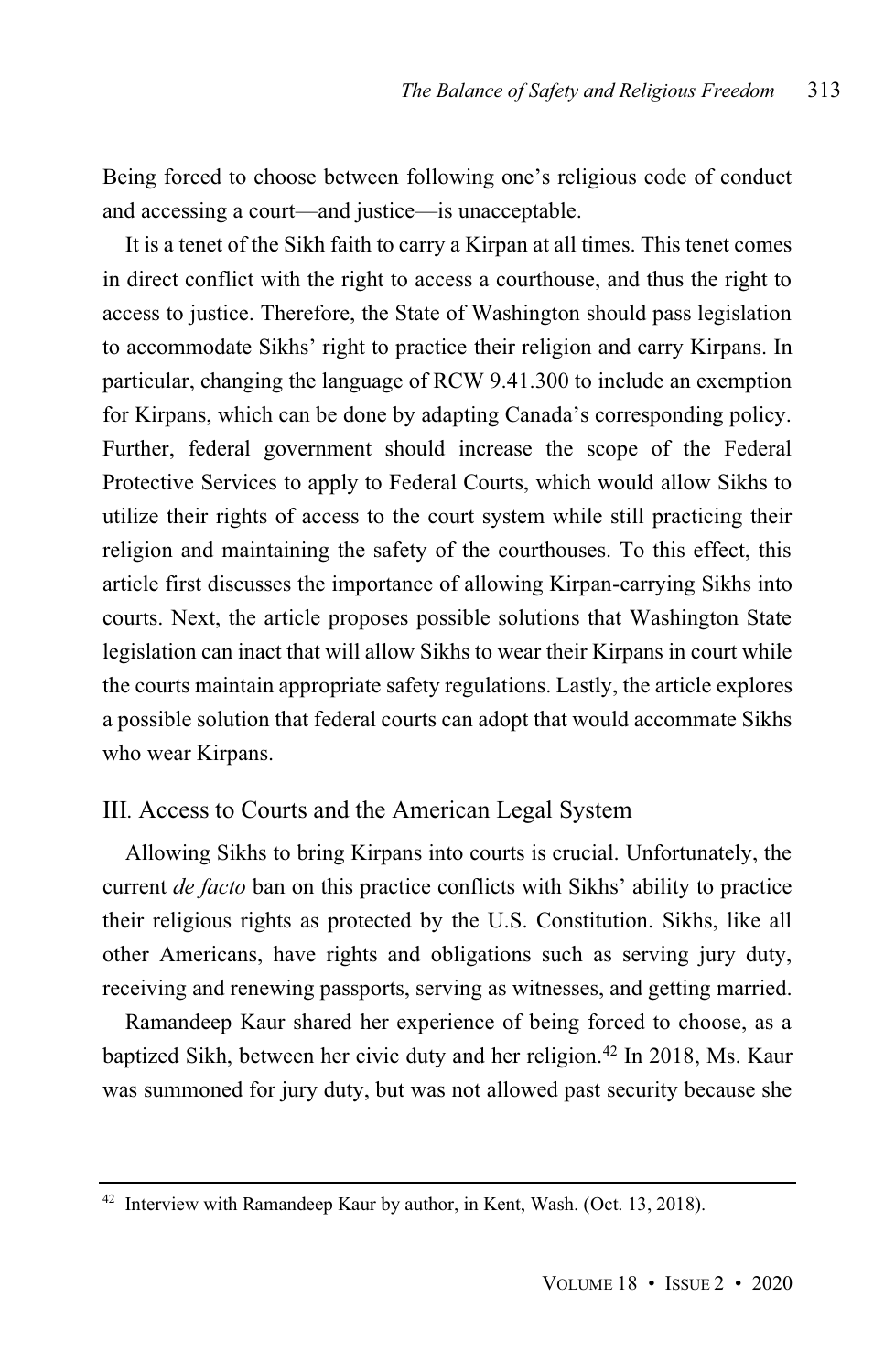Being forced to choose between following one's religious code of conduct and accessing a court—and justice—is unacceptable.

It is a tenet of the Sikh faith to carry a Kirpan at all times. This tenet comes in direct conflict with the right to access a courthouse, and thus the right to access to justice. Therefore, the State of Washington should pass legislation to accommodate Sikhs' right to practice their religion and carry Kirpans. In particular, changing the language of RCW 9.41.300 to include an exemption for Kirpans, which can be done by adapting Canada's corresponding policy. Further, federal government should increase the scope of the Federal Protective Services to apply to Federal Courts, which would allow Sikhs to utilize their rights of access to the court system while still practicing their religion and maintaining the safety of the courthouses. To this effect, this article first discusses the importance of allowing Kirpan-carrying Sikhs into courts. Next, the article proposes possible solutions that Washington State legislation can inact that will allow Sikhs to wear their Kirpans in court while the courts maintain appropriate safety regulations. Lastly, the article explores a possible solution that federal courts can adopt that would accommate Sikhs who wear Kirpans.

## III. Access to Courts and the American Legal System

Allowing Sikhs to bring Kirpans into courts is crucial. Unfortunately, the current *de facto* ban on this practice conflicts with Sikhs' ability to practice their religious rights as protected by the U.S. Constitution. Sikhs, like all other Americans, have rights and obligations such as serving jury duty, receiving and renewing passports, serving as witnesses, and getting married.

Ramandeep Kaur shared her experience of being forced to choose, as a baptized Sikh, between her civic duty and her religion.[42] In 2018, Ms. Kaur was summoned for jury duty, but was not allowed past security because she

[42] Interview with Ramandeep Kaur by author, in Kent, Wash. (Oct. 13, 2018).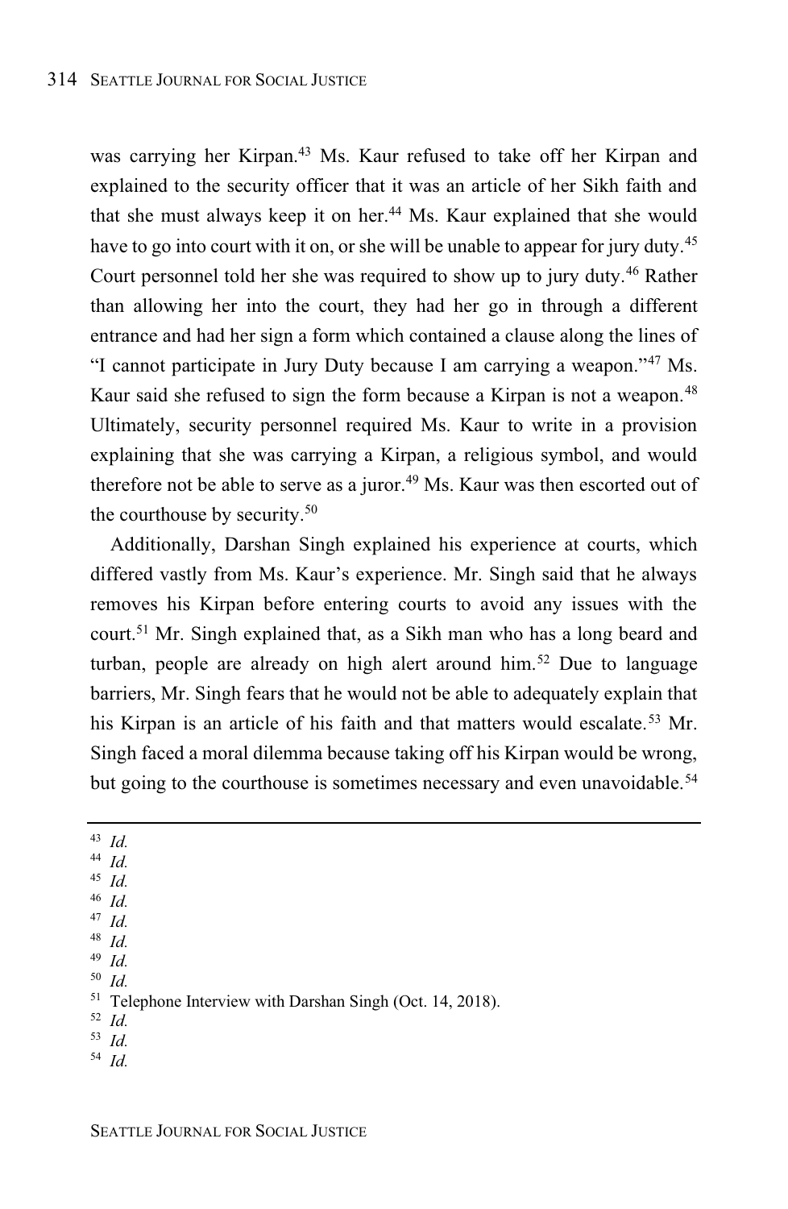was carrying her Kirpan.[43] Ms. Kaur refused to take off her Kirpan and explained to the security officer that it was an article of her Sikh faith and that she must always keep it on her.[44] Ms. Kaur explained that she would have to go into court with it on, or she will be unable to appear for jury duty.[45] Court personnel told her she was required to show up to jury duty.[46] Rather than allowing her into the court, they had her go in through a different entrance and had her sign a form which contained a clause along the lines of "I cannot participate in Jury Duty because I am carrying a weapon."[47] Ms. Kaur said she refused to sign the form because a Kirpan is not a weapon.[48] Ultimately, security personnel required Ms. Kaur to write in a provision explaining that she was carrying a Kirpan, a religious symbol, and would therefore not be able to serve as a juror.[49] Ms. Kaur was then escorted out of the courthouse by security.[50]

Additionally, Darshan Singh explained his experience at courts, which differed vastly from Ms. Kaur's experience. Mr. Singh said that he always removes his Kirpan before entering courts to avoid any issues with the court.[51] Mr. Singh explained that, as a Sikh man who has a long beard and turban, people are already on high alert around him.[52] Due to language barriers, Mr. Singh fears that he would not be able to adequately explain that his Kirpan is an article of his faith and that matters would escalate.[53] Mr. Singh faced a moral dilemma because taking off his Kirpan would be wrong, but going to the courthouse is sometimes necessary and even unavoidable.[54]

---

[43] *Id.*
[44] *Id.*
[45] *Id.*
[46] *Id.*
[47] *Id.*
[48] *Id.*
[49] *Id.*
[50] *Id.*
[51] Telephone Interview with Darshan Singh (Oct. 14, 2018).
[52] *Id.*
[53] *Id.*
[54] *Id.*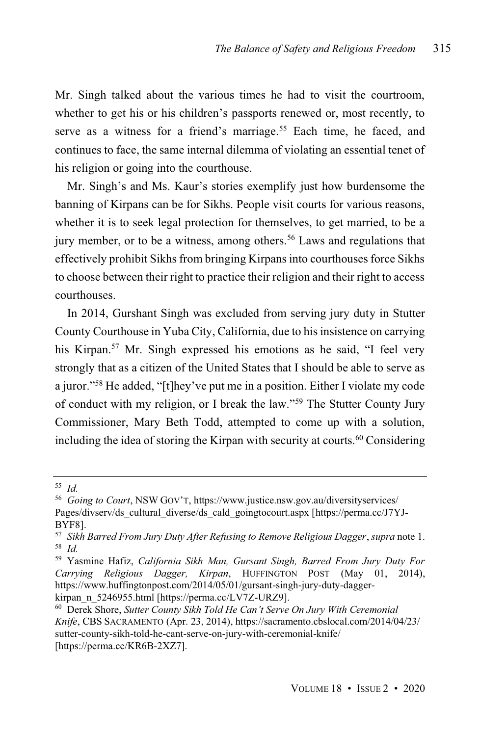Mr. Singh talked about the various times he had to visit the courtroom, whether to get his or his children's passports renewed or, most recently, to serve as a witness for a friend's marriage.[55] Each time, he faced, and continues to face, the same internal dilemma of violating an essential tenet of his religion or going into the courthouse.

Mr. Singh's and Ms. Kaur's stories exemplify just how burdensome the banning of Kirpans can be for Sikhs. People visit courts for various reasons, whether it is to seek legal protection for themselves, to get married, to be a jury member, or to be a witness, among others.[56] Laws and regulations that effectively prohibit Sikhs from bringing Kirpans into courthouses force Sikhs to choose between their right to practice their religion and their right to access courthouses.

In 2014, Gurshant Singh was excluded from serving jury duty in Stutter County Courthouse in Yuba City, California, due to his insistence on carrying his Kirpan.[57] Mr. Singh expressed his emotions as he said, "I feel very strongly that as a citizen of the United States that I should be able to serve as a juror."[58] He added, "[t]hey've put me in a position. Either I violate my code of conduct with my religion, or I break the law."[59] The Stutter County Jury Commissioner, Mary Beth Todd, attempted to come up with a solution, including the idea of storing the Kirpan with security at courts.[60] Considering

---

[55] *Id.*

[56] *Going to Court*, NSW GOV'T, https://www.justice.nsw.gov.au/diversityservices/Pages/divserv/ds_cultural_diverse/ds_cald_goingtocourt.aspx [https://perma.cc/J7YJ-BYF8].

[57] *Sikh Barred From Jury Duty After Refusing to Remove Religious Dagger*, *supra* note 1.

[58] *Id.*

[59] Yasmine Hafiz, *California Sikh Man, Gursant Singh, Barred From Jury Duty For Carrying Religious Dagger, Kirpan*, HUFFINGTON POST (May 01, 2014), https://www.huffingtonpost.com/2014/05/01/gursant-singh-jury-duty-dagger-kirpan_n_5246955.html [https://perma.cc/LV7Z-URZ9].

[60] Derek Shore, *Sutter County Sikh Told He Can't Serve On Jury With Ceremonial Knife*, CBS SACRAMENTO (Apr. 23, 2014), https://sacramento.cbslocal.com/2014/04/23/sutter-county-sikh-told-he-cant-serve-on-jury-with-ceremonial-knife/ [https://perma.cc/KR6B-2XZ7].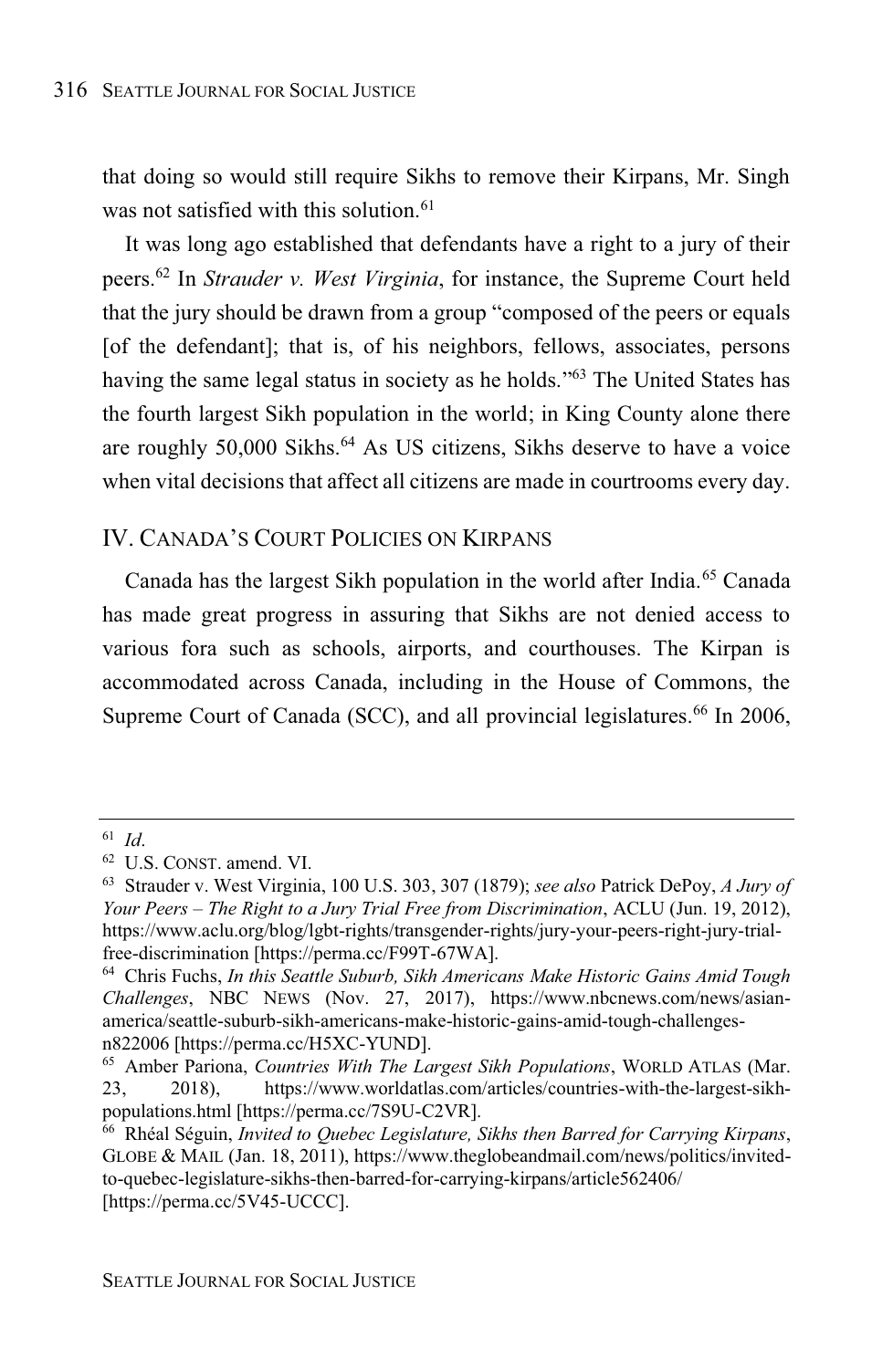that doing so would still require Sikhs to remove their Kirpans, Mr. Singh was not satisfied with this solution.[61]

It was long ago established that defendants have a right to a jury of their peers.[62] In *Strauder v. West Virginia*, for instance, the Supreme Court held that the jury should be drawn from a group "composed of the peers or equals [of the defendant]; that is, of his neighbors, fellows, associates, persons having the same legal status in society as he holds."[63] The United States has the fourth largest Sikh population in the world; in King County alone there are roughly 50,000 Sikhs.[64] As US citizens, Sikhs deserve to have a voice when vital decisions that affect all citizens are made in courtrooms every day.

## IV. CANADA'S COURT POLICIES ON KIRPANS

Canada has the largest Sikh population in the world after India.[65] Canada has made great progress in assuring that Sikhs are not denied access to various fora such as schools, airports, and courthouses. The Kirpan is accommodated across Canada, including in the House of Commons, the Supreme Court of Canada (SCC), and all provincial legislatures.[66] In 2006,

---

[61] *Id.*

[62] U.S. CONST. amend. VI.

[63] Strauder v. West Virginia, 100 U.S. 303, 307 (1879); *see also* Patrick DePoy, *A Jury of Your Peers – The Right to a Jury Trial Free from Discrimination*, ACLU (Jun. 19, 2012), https://www.aclu.org/blog/lgbt-rights/transgender-rights/jury-your-peers-right-jury-trial-free-discrimination [https://perma.cc/F99T-67WA].

[64] Chris Fuchs, *In this Seattle Suburb, Sikh Americans Make Historic Gains Amid Tough Challenges*, NBC NEWS (Nov. 27, 2017), https://www.nbcnews.com/news/asian-america/seattle-suburb-sikh-americans-make-historic-gains-amid-tough-challenges-n822006 [https://perma.cc/H5XC-YUND].

[65] Amber Pariona, *Countries With The Largest Sikh Populations*, WORLD ATLAS (Mar. 23, 2018), https://www.worldatlas.com/articles/countries-with-the-largest-sikh-populations.html [https://perma.cc/7S9U-C2VR].

[66] Rhéal Séguin, *Invited to Quebec Legislature, Sikhs then Barred for Carrying Kirpans*, GLOBE & MAIL (Jan. 18, 2011), https://www.theglobeandmail.com/news/politics/invited-to-quebec-legislature-sikhs-then-barred-for-carrying-kirpans/article562406/ [https://perma.cc/5V45-UCCC].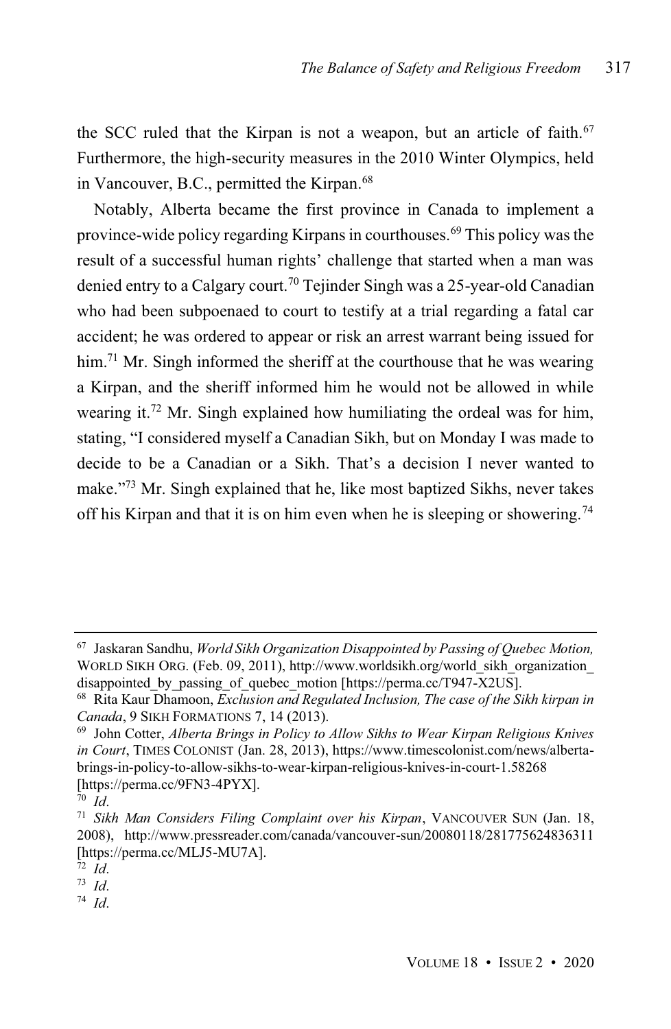the SCC ruled that the Kirpan is not a weapon, but an article of faith.[67] Furthermore, the high-security measures in the 2010 Winter Olympics, held in Vancouver, B.C., permitted the Kirpan.[68]

Notably, Alberta became the first province in Canada to implement a province-wide policy regarding Kirpans in courthouses.[69] This policy was the result of a successful human rights' challenge that started when a man was denied entry to a Calgary court.[70] Tejinder Singh was a 25-year-old Canadian who had been subpoenaed to court to testify at a trial regarding a fatal car accident; he was ordered to appear or risk an arrest warrant being issued for him.[71] Mr. Singh informed the sheriff at the courthouse that he was wearing a Kirpan, and the sheriff informed him he would not be allowed in while wearing it.[72] Mr. Singh explained how humiliating the ordeal was for him, stating, "I considered myself a Canadian Sikh, but on Monday I was made to decide to be a Canadian or a Sikh. That's a decision I never wanted to make."[73] Mr. Singh explained that he, like most baptized Sikhs, never takes off his Kirpan and that it is on him even when he is sleeping or showering.[74]

---

[67] Jaskaran Sandhu, *World Sikh Organization Disappointed by Passing of Quebec Motion,* WORLD SIKH ORG. (Feb. 09, 2011), http://www.worldsikh.org/world_sikh_organization_disappointed_by_passing_of_quebec_motion [https://perma.cc/T947-X2US].

[68] Rita Kaur Dhamoon, *Exclusion and Regulated Inclusion, The case of the Sikh kirpan in Canada*, 9 SIKH FORMATIONS 7, 14 (2013).

[69] John Cotter, *Alberta Brings in Policy to Allow Sikhs to Wear Kirpan Religious Knives in Court*, TIMES COLONIST (Jan. 28, 2013), https://www.timescolonist.com/news/alberta-brings-in-policy-to-allow-sikhs-to-wear-kirpan-religious-knives-in-court-1.58268 [https://perma.cc/9FN3-4PYX].

[70] *Id.*

[71] *Sikh Man Considers Filing Complaint over his Kirpan*, VANCOUVER SUN (Jan. 18, 2008), http://www.pressreader.com/canada/vancouver-sun/20080118/281775624836311 [https://perma.cc/MLJ5-MU7A].

[72] *Id.*

[73] *Id.*

[74] *Id.*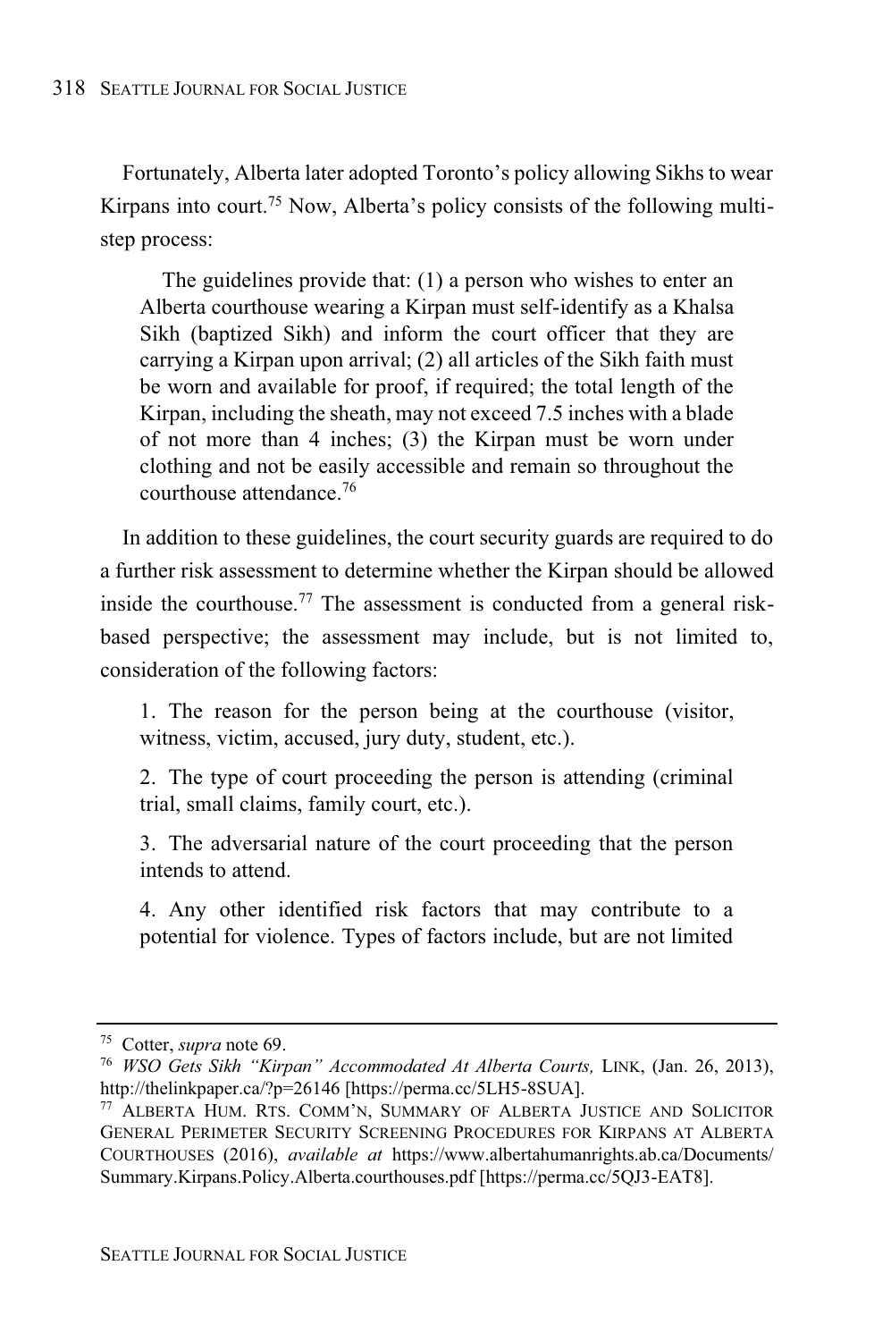Fortunately, Alberta later adopted Toronto's policy allowing Sikhs to wear Kirpans into court.[75] Now, Alberta's policy consists of the following multi-step process:

> The guidelines provide that: (1) a person who wishes to enter an Alberta courthouse wearing a Kirpan must self-identify as a Khalsa Sikh (baptized Sikh) and inform the court officer that they are carrying a Kirpan upon arrival; (2) all articles of the Sikh faith must be worn and available for proof, if required; the total length of the Kirpan, including the sheath, may not exceed 7.5 inches with a blade of not more than 4 inches; (3) the Kirpan must be worn under clothing and not be easily accessible and remain so throughout the courthouse attendance.[76]

In addition to these guidelines, the court security guards are required to do a further risk assessment to determine whether the Kirpan should be allowed inside the courthouse.[77] The assessment is conducted from a general risk-based perspective; the assessment may include, but is not limited to, consideration of the following factors:

> 1. The reason for the person being at the courthouse (visitor, witness, victim, accused, jury duty, student, etc.).
>
> 2. The type of court proceeding the person is attending (criminal trial, small claims, family court, etc.).
>
> 3. The adversarial nature of the court proceeding that the person intends to attend.
>
> 4. Any other identified risk factors that may contribute to a potential for violence. Types of factors include, but are not limited

---

[75] Cotter, *supra* note 69.

[76] *WSO Gets Sikh "Kirpan" Accommodated At Alberta Courts,* LINK, (Jan. 26, 2013), http://thelinkpaper.ca/?p=26146 [https://perma.cc/5LH5-8SUA].

[77] ALBERTA HUM. RTS. COMM'N, SUMMARY OF ALBERTA JUSTICE AND SOLICITOR GENERAL PERIMETER SECURITY SCREENING PROCEDURES FOR KIRPANS AT ALBERTA COURTHOUSES (2016), *available at* https://www.albertahumanrights.ab.ca/Documents/Summary.Kirpans.Policy.Alberta.courthouses.pdf [https://perma.cc/5QJ3-EAT8].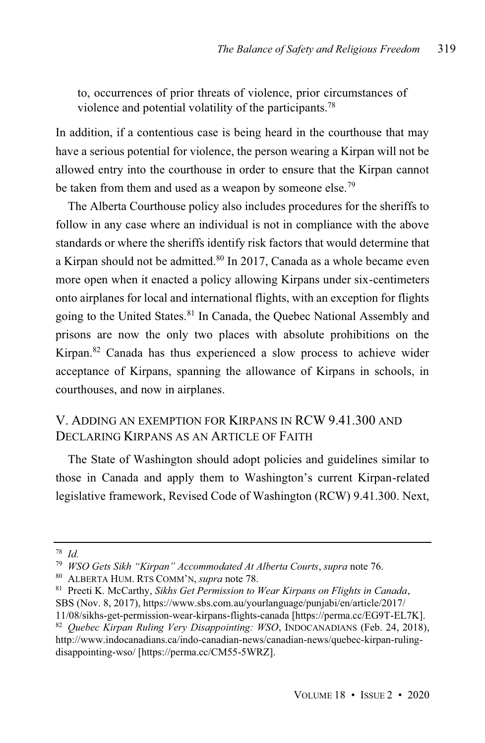to, occurrences of prior threats of violence, prior circumstances of violence and potential volatility of the participants.[78]

In addition, if a contentious case is being heard in the courthouse that may have a serious potential for violence, the person wearing a Kirpan will not be allowed entry into the courthouse in order to ensure that the Kirpan cannot be taken from them and used as a weapon by someone else.[79]

The Alberta Courthouse policy also includes procedures for the sheriffs to follow in any case where an individual is not in compliance with the above standards or where the sheriffs identify risk factors that would determine that a Kirpan should not be admitted.[80] In 2017, Canada as a whole became even more open when it enacted a policy allowing Kirpans under six-centimeters onto airplanes for local and international flights, with an exception for flights going to the United States.[81] In Canada, the Quebec National Assembly and prisons are now the only two places with absolute prohibitions on the Kirpan.[82] Canada has thus experienced a slow process to achieve wider acceptance of Kirpans, spanning the allowance of Kirpans in schools, in courthouses, and now in airplanes.

## V. ADDING AN EXEMPTION FOR KIRPANS IN RCW 9.41.300 AND DECLARING KIRPANS AS AN ARTICLE OF FAITH

The State of Washington should adopt policies and guidelines similar to those in Canada and apply them to Washington's current Kirpan-related legislative framework, Revised Code of Washington (RCW) 9.41.300. Next,

---

[78] *Id.*

[79] *WSO Gets Sikh "Kirpan" Accommodated At Alberta Courts*, *supra* note 76.

[80] ALBERTA HUM. RTS COMM'N, *supra* note 78.

[81] Preeti K. McCarthy, *Sikhs Get Permission to Wear Kirpans on Flights in Canada*, SBS (Nov. 8, 2017), https://www.sbs.com.au/yourlanguage/punjabi/en/article/2017/11/08/sikhs-get-permission-wear-kirpans-flights-canada [https://perma.cc/EG9T-EL7K].

[82] *Quebec Kirpan Ruling Very Disappointing: WSO*, INDOCANADIANS (Feb. 24, 2018), http://www.indocanadians.ca/indo-canadian-news/canadian-news/quebec-kirpan-ruling-disappointing-wso/ [https://perma.cc/CM55-5WRZ].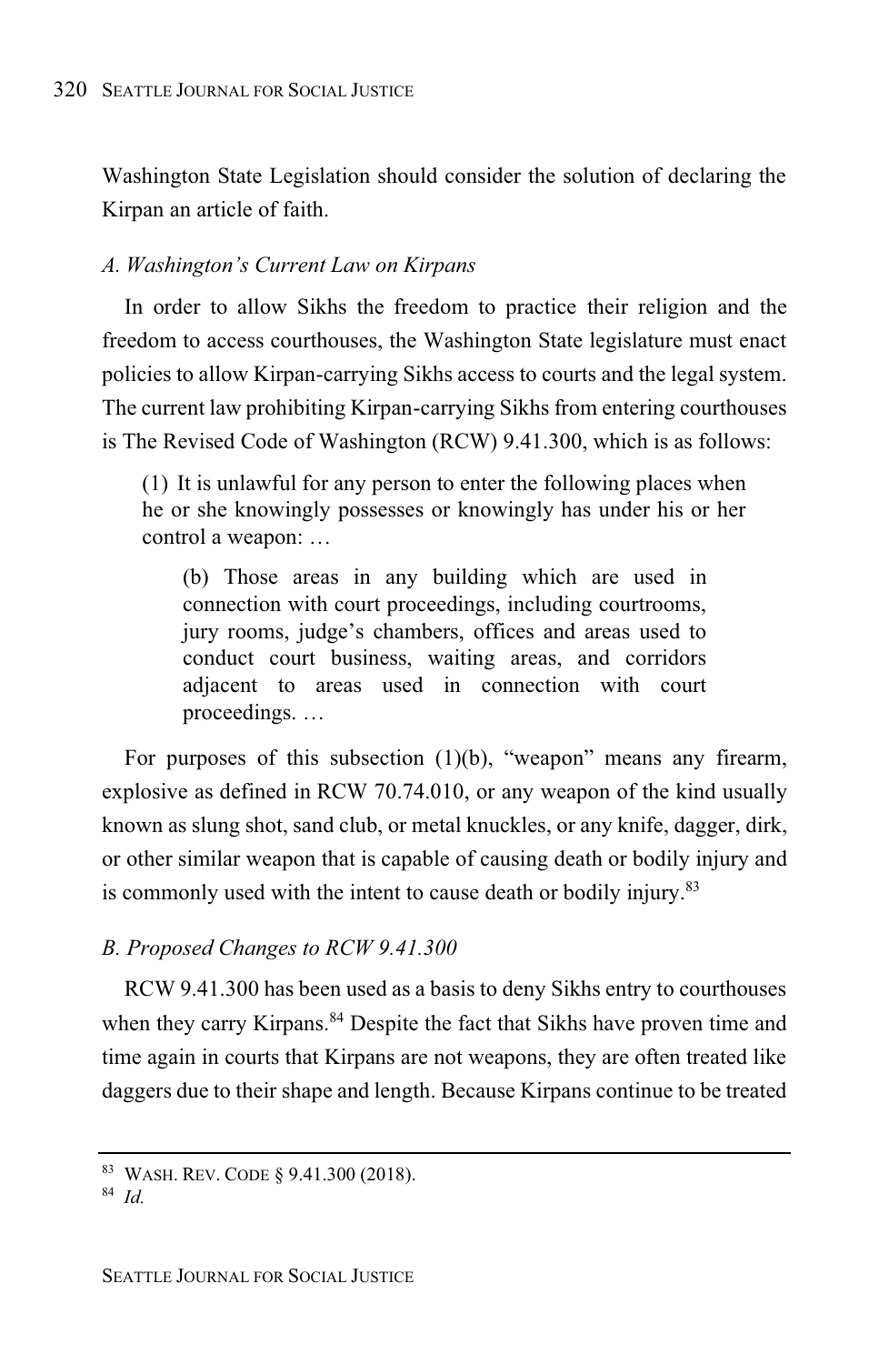Washington State Legislation should consider the solution of declaring the Kirpan an article of faith.

### *A. Washington's Current Law on Kirpans*

In order to allow Sikhs the freedom to practice their religion and the freedom to access courthouses, the Washington State legislature must enact policies to allow Kirpan-carrying Sikhs access to courts and the legal system. The current law prohibiting Kirpan-carrying Sikhs from entering courthouses is The Revised Code of Washington (RCW) 9.41.300, which is as follows:

> (1) It is unlawful for any person to enter the following places when he or she knowingly possesses or knowingly has under his or her control a weapon: …
>
> > (b) Those areas in any building which are used in connection with court proceedings, including courtrooms, jury rooms, judge's chambers, offices and areas used to conduct court business, waiting areas, and corridors adjacent to areas used in connection with court proceedings. …

For purposes of this subsection (1)(b), "weapon" means any firearm, explosive as defined in RCW 70.74.010, or any weapon of the kind usually known as slung shot, sand club, or metal knuckles, or any knife, dagger, dirk, or other similar weapon that is capable of causing death or bodily injury and is commonly used with the intent to cause death or bodily injury.[83]

### *B. Proposed Changes to RCW 9.41.300*

RCW 9.41.300 has been used as a basis to deny Sikhs entry to courthouses when they carry Kirpans.[84] Despite the fact that Sikhs have proven time and time again in courts that Kirpans are not weapons, they are often treated like daggers due to their shape and length. Because Kirpans continue to be treated

---

[83] WASH. REV. CODE § 9.41.300 (2018).

[84] *Id.*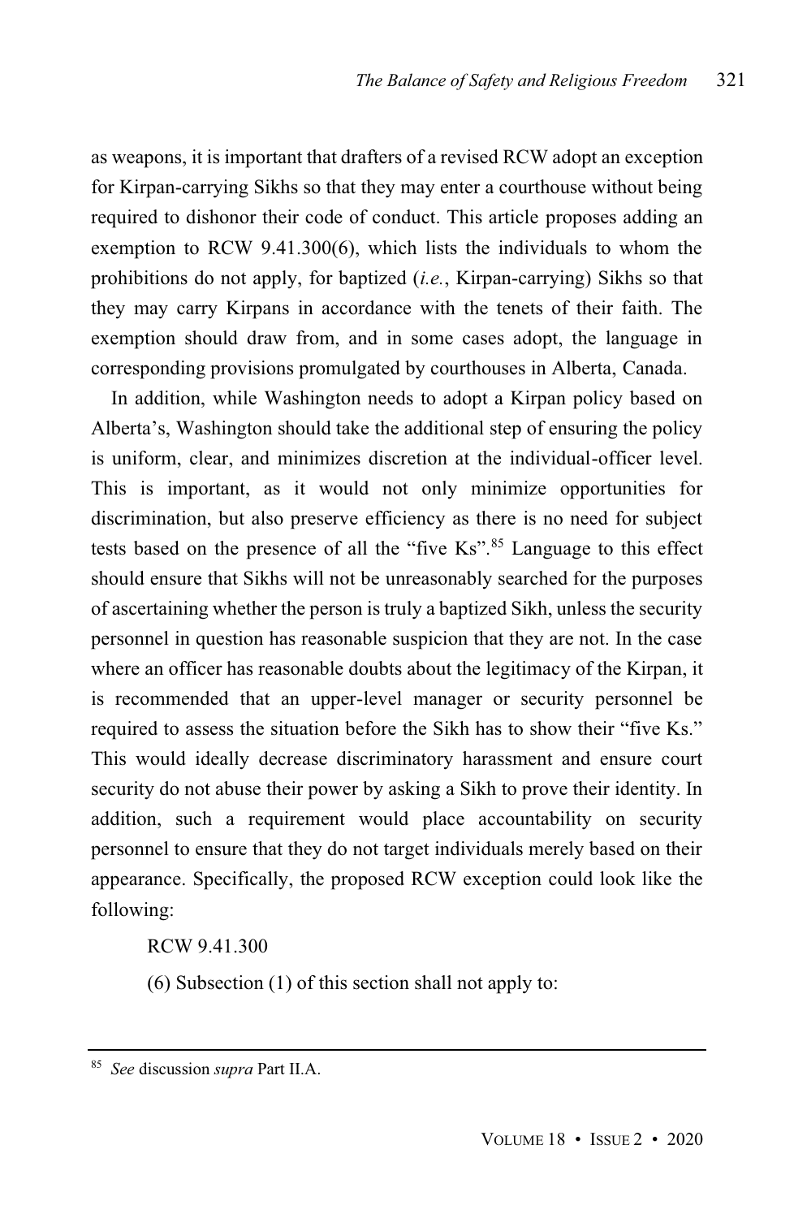as weapons, it is important that drafters of a revised RCW adopt an exception for Kirpan-carrying Sikhs so that they may enter a courthouse without being required to dishonor their code of conduct. This article proposes adding an exemption to RCW 9.41.300(6), which lists the individuals to whom the prohibitions do not apply, for baptized (*i.e.*, Kirpan-carrying) Sikhs so that they may carry Kirpans in accordance with the tenets of their faith. The exemption should draw from, and in some cases adopt, the language in corresponding provisions promulgated by courthouses in Alberta, Canada.

In addition, while Washington needs to adopt a Kirpan policy based on Alberta's, Washington should take the additional step of ensuring the policy is uniform, clear, and minimizes discretion at the individual-officer level. This is important, as it would not only minimize opportunities for discrimination, but also preserve efficiency as there is no need for subject tests based on the presence of all the "five Ks".[85] Language to this effect should ensure that Sikhs will not be unreasonably searched for the purposes of ascertaining whether the person is truly a baptized Sikh, unless the security personnel in question has reasonable suspicion that they are not. In the case where an officer has reasonable doubts about the legitimacy of the Kirpan, it is recommended that an upper-level manager or security personnel be required to assess the situation before the Sikh has to show their "five Ks." This would ideally decrease discriminatory harassment and ensure court security do not abuse their power by asking a Sikh to prove their identity. In addition, such a requirement would place accountability on security personnel to ensure that they do not target individuals merely based on their appearance. Specifically, the proposed RCW exception could look like the following:

RCW 9.41.300

(6) Subsection (1) of this section shall not apply to:

---

[85] *See* discussion *supra* Part II.A.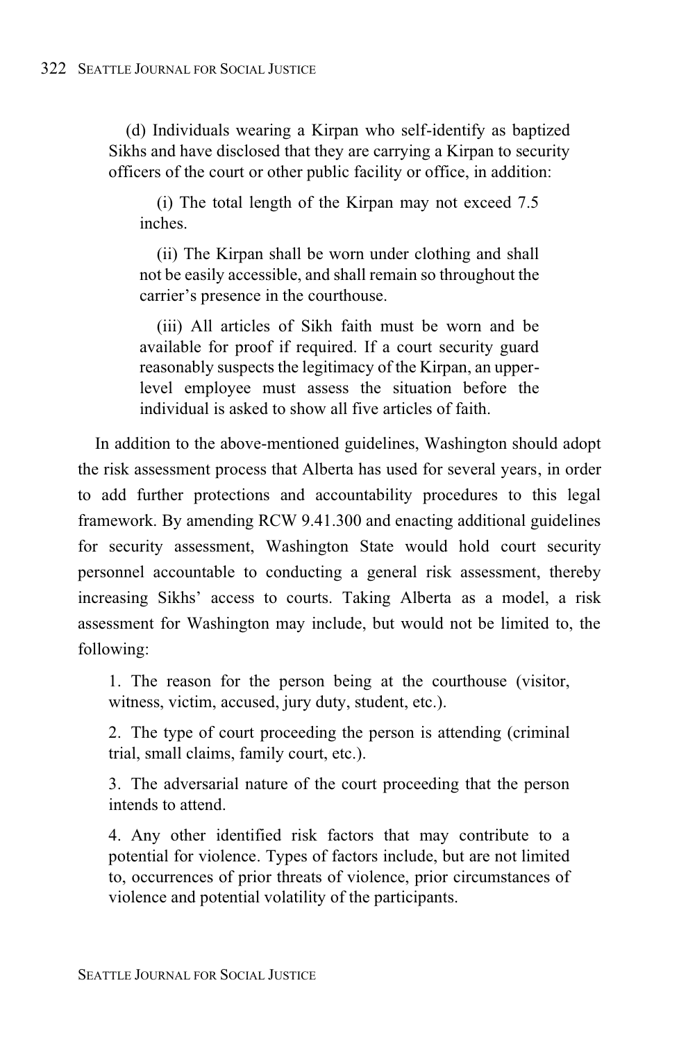(d) Individuals wearing a Kirpan who self-identify as baptized Sikhs and have disclosed that they are carrying a Kirpan to security officers of the court or other public facility or office, in addition:

> (i) The total length of the Kirpan may not exceed 7.5 inches.
>
> (ii) The Kirpan shall be worn under clothing and shall not be easily accessible, and shall remain so throughout the carrier's presence in the courthouse.
>
> (iii) All articles of Sikh faith must be worn and be available for proof if required. If a court security guard reasonably suspects the legitimacy of the Kirpan, an upper-level employee must assess the situation before the individual is asked to show all five articles of faith.

In addition to the above-mentioned guidelines, Washington should adopt the risk assessment process that Alberta has used for several years, in order to add further protections and accountability procedures to this legal framework. By amending RCW 9.41.300 and enacting additional guidelines for security assessment, Washington State would hold court security personnel accountable to conducting a general risk assessment, thereby increasing Sikhs' access to courts. Taking Alberta as a model, a risk assessment for Washington may include, but would not be limited to, the following:

1. The reason for the person being at the courthouse (visitor, witness, victim, accused, jury duty, student, etc.).
2. The type of court proceeding the person is attending (criminal trial, small claims, family court, etc.).
3. The adversarial nature of the court proceeding that the person intends to attend.
4. Any other identified risk factors that may contribute to a potential for violence. Types of factors include, but are not limited to, occurrences of prior threats of violence, prior circumstances of violence and potential volatility of the participants.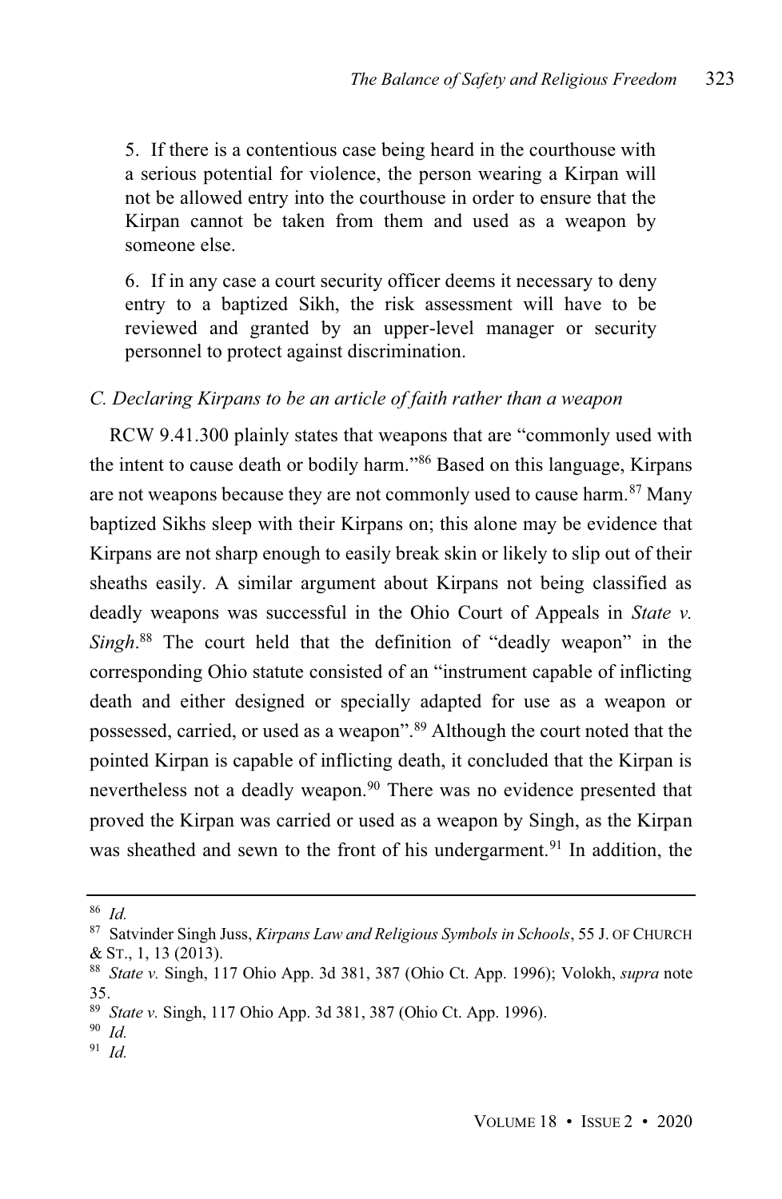5. If there is a contentious case being heard in the courthouse with a serious potential for violence, the person wearing a Kirpan will not be allowed entry into the courthouse in order to ensure that the Kirpan cannot be taken from them and used as a weapon by someone else.

6. If in any case a court security officer deems it necessary to deny entry to a baptized Sikh, the risk assessment will have to be reviewed and granted by an upper-level manager or security personnel to protect against discrimination.

### *C. Declaring Kirpans to be an article of faith rather than a weapon*

RCW 9.41.300 plainly states that weapons that are "commonly used with the intent to cause death or bodily harm."[86] Based on this language, Kirpans are not weapons because they are not commonly used to cause harm.[87] Many baptized Sikhs sleep with their Kirpans on; this alone may be evidence that Kirpans are not sharp enough to easily break skin or likely to slip out of their sheaths easily. A similar argument about Kirpans not being classified as deadly weapons was successful in the Ohio Court of Appeals in *State v. Singh*.[88] The court held that the definition of "deadly weapon" in the corresponding Ohio statute consisted of an "instrument capable of inflicting death and either designed or specially adapted for use as a weapon or possessed, carried, or used as a weapon".[89] Although the court noted that the pointed Kirpan is capable of inflicting death, it concluded that the Kirpan is nevertheless not a deadly weapon.[90] There was no evidence presented that proved the Kirpan was carried or used as a weapon by Singh, as the Kirpan was sheathed and sewn to the front of his undergarment.[91] In addition, the

---

[86] *Id.*

[87] Satvinder Singh Juss, *Kirpans Law and Religious Symbols in Schools*, 55 J. OF CHURCH & ST., 1, 13 (2013).

[88] *State v.* Singh, 117 Ohio App. 3d 381, 387 (Ohio Ct. App. 1996); Volokh, *supra* note 35.

[89] *State v.* Singh, 117 Ohio App. 3d 381, 387 (Ohio Ct. App. 1996).

[90] *Id.*

[91] *Id.*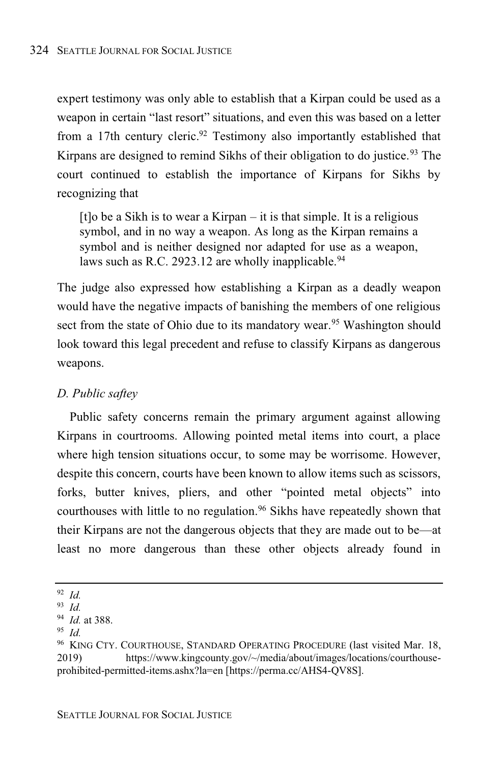expert testimony was only able to establish that a Kirpan could be used as a weapon in certain "last resort" situations, and even this was based on a letter from a 17th century cleric.[92] Testimony also importantly established that Kirpans are designed to remind Sikhs of their obligation to do justice.[93] The court continued to establish the importance of Kirpans for Sikhs by recognizing that

> [t]o be a Sikh is to wear a Kirpan – it is that simple. It is a religious symbol, and in no way a weapon. As long as the Kirpan remains a symbol and is neither designed nor adapted for use as a weapon, laws such as R.C. 2923.12 are wholly inapplicable.[94]

The judge also expressed how establishing a Kirpan as a deadly weapon would have the negative impacts of banishing the members of one religious sect from the state of Ohio due to its mandatory wear.[95] Washington should look toward this legal precedent and refuse to classify Kirpans as dangerous weapons.

### *D. Public saftey*

Public safety concerns remain the primary argument against allowing Kirpans in courtrooms. Allowing pointed metal items into court, a place where high tension situations occur, to some may be worrisome. However, despite this concern, courts have been known to allow items such as scissors, forks, butter knives, pliers, and other "pointed metal objects" into courthouses with little to no regulation.[96] Sikhs have repeatedly shown that their Kirpans are not the dangerous objects that they are made out to be—at least no more dangerous than these other objects already found in

---

[92] *Id.*

[93] *Id.*

[94] *Id.* at 388.

[95] *Id.*

[96] KING CTY. COURTHOUSE, STANDARD OPERATING PROCEDURE (last visited Mar. 18, 2019) https://www.kingcounty.gov/~/media/about/images/locations/courthouse-prohibited-permitted-items.ashx?la=en [https://perma.cc/AHS4-QV8S].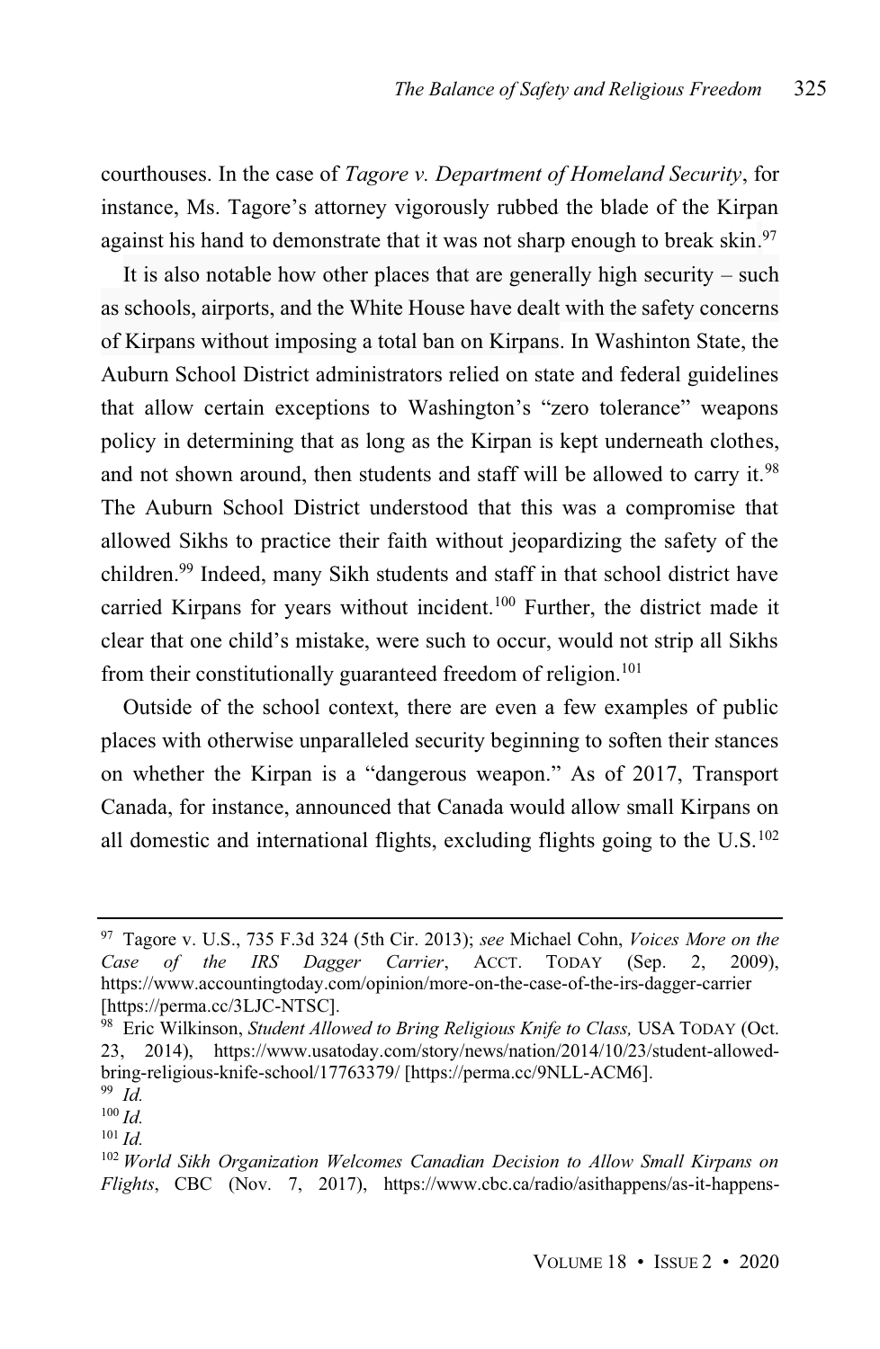courthouses. In the case of *Tagore v. Department of Homeland Security*, for instance, Ms. Tagore's attorney vigorously rubbed the blade of the Kirpan against his hand to demonstrate that it was not sharp enough to break skin.[97]

It is also notable how other places that are generally high security – such as schools, airports, and the White House have dealt with the safety concerns of Kirpans without imposing a total ban on Kirpans. In Washinton State, the Auburn School District administrators relied on state and federal guidelines that allow certain exceptions to Washington's "zero tolerance" weapons policy in determining that as long as the Kirpan is kept underneath clothes, and not shown around, then students and staff will be allowed to carry it.[98] The Auburn School District understood that this was a compromise that allowed Sikhs to practice their faith without jeopardizing the safety of the children.[99] Indeed, many Sikh students and staff in that school district have carried Kirpans for years without incident.[100] Further, the district made it clear that one child's mistake, were such to occur, would not strip all Sikhs from their constitutionally guaranteed freedom of religion.[101]

Outside of the school context, there are even a few examples of public places with otherwise unparalleled security beginning to soften their stances on whether the Kirpan is a "dangerous weapon." As of 2017, Transport Canada, for instance, announced that Canada would allow small Kirpans on all domestic and international flights, excluding flights going to the U.S.[102]

---

[97] Tagore v. U.S., 735 F.3d 324 (5th Cir. 2013); *see* Michael Cohn, *Voices More on the Case of the IRS Dagger Carrier*, ACCT. TODAY (Sep. 2, 2009), https://www.accountingtoday.com/opinion/more-on-the-case-of-the-irs-dagger-carrier [https://perma.cc/3LJC-NTSC].

[98] Eric Wilkinson, *Student Allowed to Bring Religious Knife to Class,* USA TODAY (Oct. 23, 2014), https://www.usatoday.com/story/news/nation/2014/10/23/student-allowed-bring-religious-knife-school/17763379/ [https://perma.cc/9NLL-ACM6].

[99] *Id.*

[100] *Id.*

[101] *Id.*

[102] *World Sikh Organization Welcomes Canadian Decision to Allow Small Kirpans on Flights*, CBC (Nov. 7, 2017), https://www.cbc.ca/radio/asithappens/as-it-happens-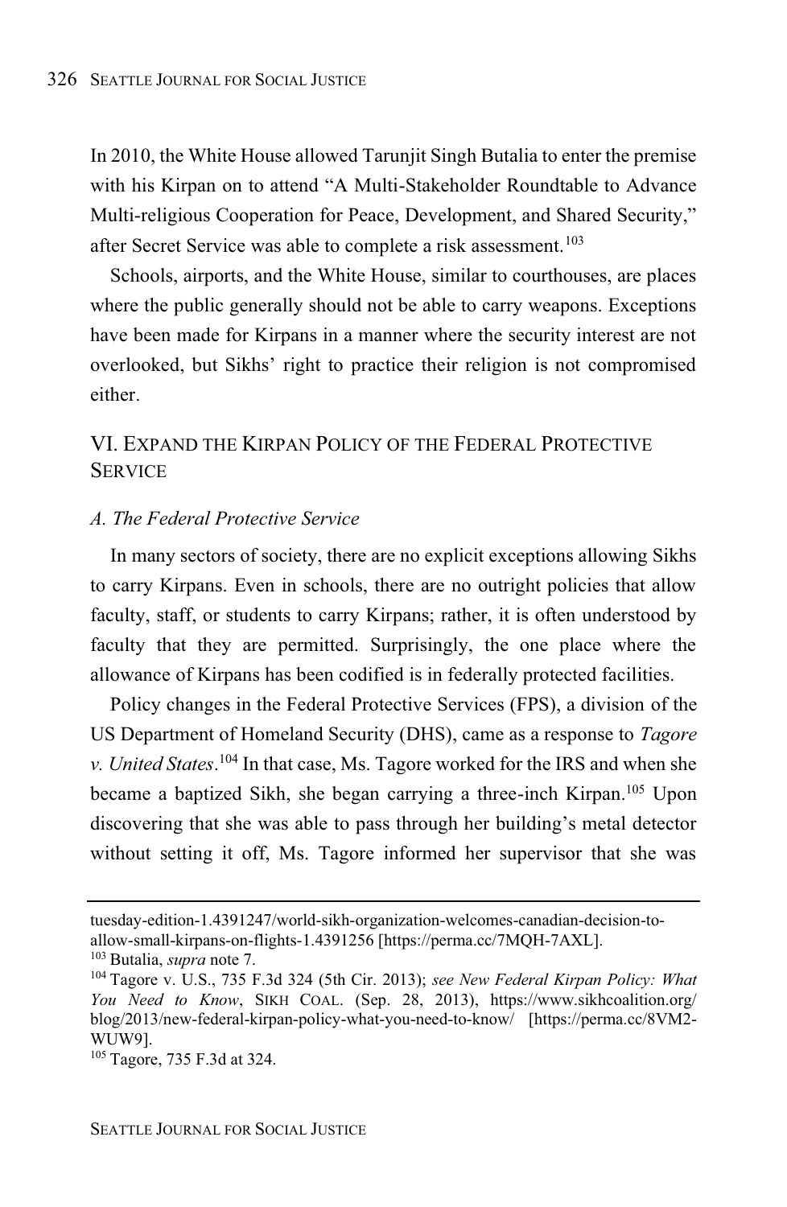In 2010, the White House allowed Tarunjit Singh Butalia to enter the premise with his Kirpan on to attend "A Multi-Stakeholder Roundtable to Advance Multi-religious Cooperation for Peace, Development, and Shared Security," after Secret Service was able to complete a risk assessment.[103]

Schools, airports, and the White House, similar to courthouses, are places where the public generally should not be able to carry weapons. Exceptions have been made for Kirpans in a manner where the security interest are not overlooked, but Sikhs' right to practice their religion is not compromised either.

## VI. Expand the Kirpan Policy of the Federal Protective Service

### *A. The Federal Protective Service*

In many sectors of society, there are no explicit exceptions allowing Sikhs to carry Kirpans. Even in schools, there are no outright policies that allow faculty, staff, or students to carry Kirpans; rather, it is often understood by faculty that they are permitted. Surprisingly, the one place where the allowance of Kirpans has been codified is in federally protected facilities.

Policy changes in the Federal Protective Services (FPS), a division of the US Department of Homeland Security (DHS), came as a response to *Tagore v. United States*.[104] In that case, Ms. Tagore worked for the IRS and when she became a baptized Sikh, she began carrying a three-inch Kirpan.[105] Upon discovering that she was able to pass through her building's metal detector without setting it off, Ms. Tagore informed her supervisor that she was

---

tuesday-edition-1.4391247/world-sikh-organization-welcomes-canadian-decision-to-allow-small-kirpans-on-flights-1.4391256 [https://perma.cc/7MQH-7AXL].

[103] Butalia, *supra* note 7.

[104] Tagore v. U.S., 735 F.3d 324 (5th Cir. 2013); *see New Federal Kirpan Policy: What You Need to Know*, SIKH COAL. (Sep. 28, 2013), https://www.sikhcoalition.org/blog/2013/new-federal-kirpan-policy-what-you-need-to-know/ [https://perma.cc/8VM2-WUW9].

[105] Tagore, 735 F.3d at 324.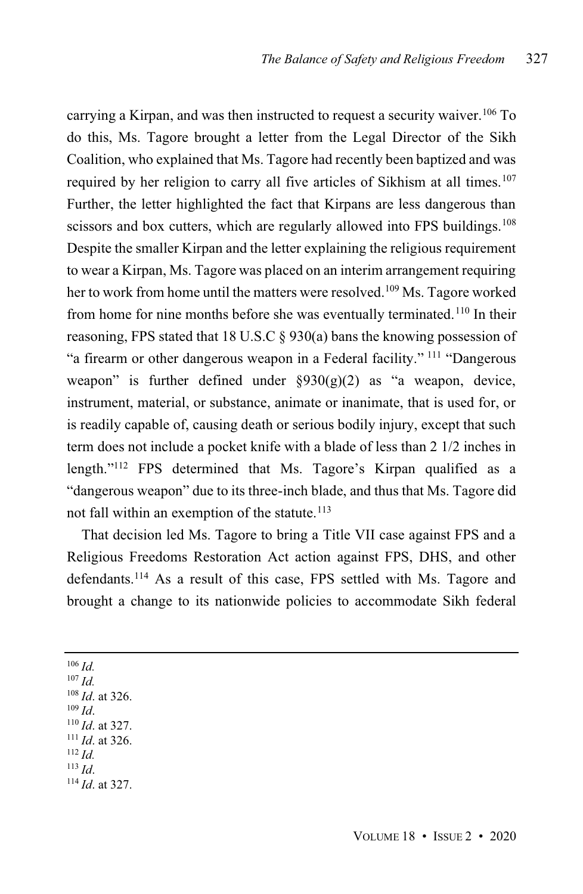carrying a Kirpan, and was then instructed to request a security waiver.[106] To do this, Ms. Tagore brought a letter from the Legal Director of the Sikh Coalition, who explained that Ms. Tagore had recently been baptized and was required by her religion to carry all five articles of Sikhism at all times.[107] Further, the letter highlighted the fact that Kirpans are less dangerous than scissors and box cutters, which are regularly allowed into FPS buildings.[108] Despite the smaller Kirpan and the letter explaining the religious requirement to wear a Kirpan, Ms. Tagore was placed on an interim arrangement requiring her to work from home until the matters were resolved.[109] Ms. Tagore worked from home for nine months before she was eventually terminated.[110] In their reasoning, FPS stated that 18 U.S.C § 930(a) bans the knowing possession of "a firearm or other dangerous weapon in a Federal facility."[111] "Dangerous weapon" is further defined under §930(g)(2) as "a weapon, device, instrument, material, or substance, animate or inanimate, that is used for, or is readily capable of, causing death or serious bodily injury, except that such term does not include a pocket knife with a blade of less than 2 1/2 inches in length."[112] FPS determined that Ms. Tagore's Kirpan qualified as a "dangerous weapon" due to its three-inch blade, and thus that Ms. Tagore did not fall within an exemption of the statute.[113]

That decision led Ms. Tagore to bring a Title VII case against FPS and a Religious Freedoms Restoration Act action against FPS, DHS, and other defendants.[114] As a result of this case, FPS settled with Ms. Tagore and brought a change to its nationwide policies to accommodate Sikh federal

---

[106] *Id.*
[107] *Id.*
[108] *Id.* at 326.
[109] *Id.*
[110] *Id.* at 327.
[111] *Id.* at 326.
[112] *Id.*
[113] *Id.*
[114] *Id.* at 327.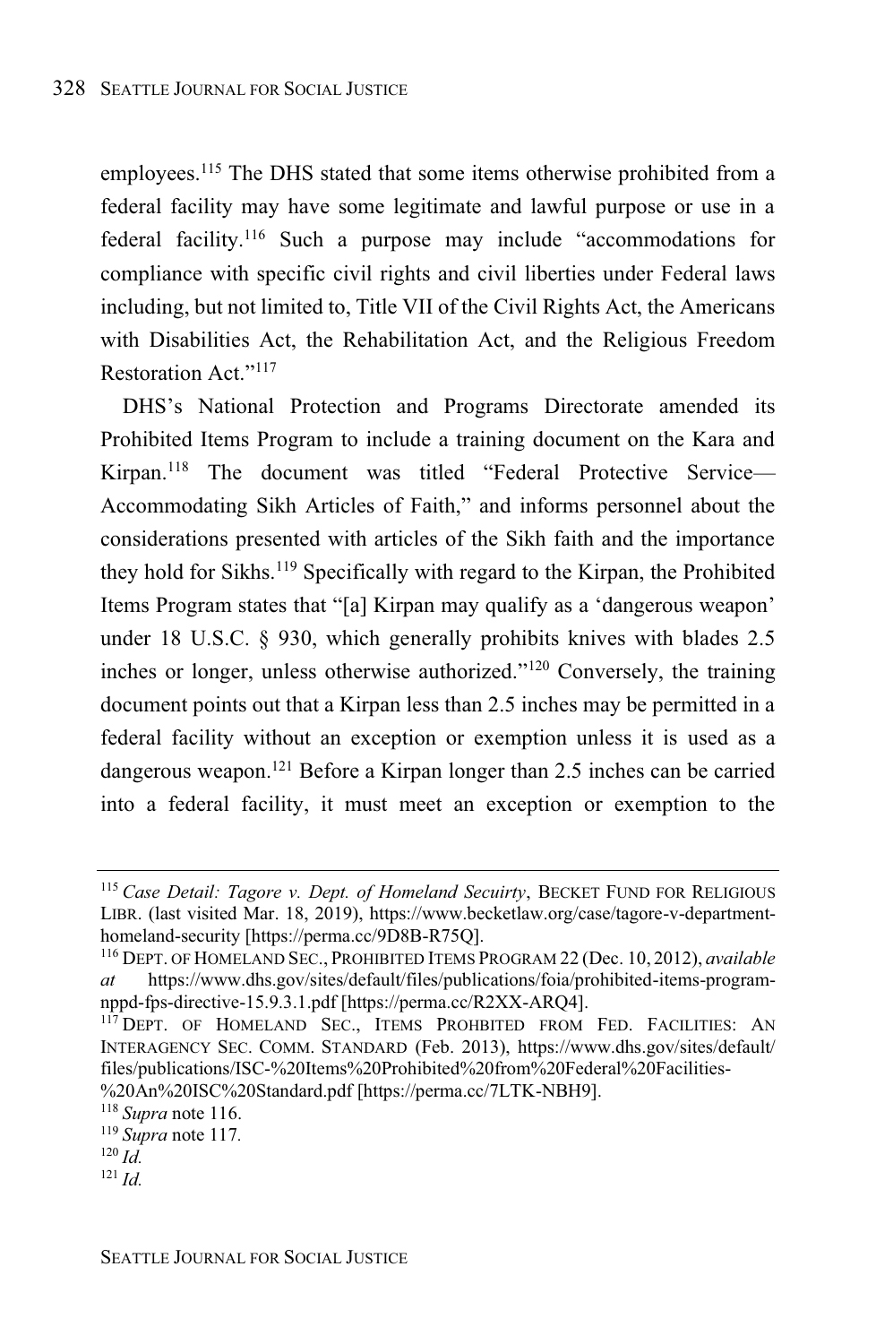employees.[115] The DHS stated that some items otherwise prohibited from a federal facility may have some legitimate and lawful purpose or use in a federal facility.[116] Such a purpose may include "accommodations for compliance with specific civil rights and civil liberties under Federal laws including, but not limited to, Title VII of the Civil Rights Act, the Americans with Disabilities Act, the Rehabilitation Act, and the Religious Freedom Restoration Act."[117]

DHS's National Protection and Programs Directorate amended its Prohibited Items Program to include a training document on the Kara and Kirpan.[118] The document was titled "Federal Protective Service—Accommodating Sikh Articles of Faith," and informs personnel about the considerations presented with articles of the Sikh faith and the importance they hold for Sikhs.[119] Specifically with regard to the Kirpan, the Prohibited Items Program states that "[a] Kirpan may qualify as a 'dangerous weapon' under 18 U.S.C. § 930, which generally prohibits knives with blades 2.5 inches or longer, unless otherwise authorized."[120] Conversely, the training document points out that a Kirpan less than 2.5 inches may be permitted in a federal facility without an exception or exemption unless it is used as a dangerous weapon.[121] Before a Kirpan longer than 2.5 inches can be carried into a federal facility, it must meet an exception or exemption to the

---

[115] *Case Detail: Tagore v. Dept. of Homeland Secuirty*, BECKET FUND FOR RELIGIOUS LIBR. (last visited Mar. 18, 2019), https://www.becketlaw.org/case/tagore-v-department-homeland-security [https://perma.cc/9D8B-R75Q].

[116] DEPT. OF HOMELAND SEC., PROHIBITED ITEMS PROGRAM 22 (Dec. 10, 2012), *available at* https://www.dhs.gov/sites/default/files/publications/foia/prohibited-items-program-nppd-fps-directive-15.9.3.1.pdf [https://perma.cc/R2XX-ARQ4].

[117] DEPT. OF HOMELAND SEC., ITEMS PROHIBITED FROM FED. FACILITIES: AN INTERAGENCY SEC. COMM. STANDARD (Feb. 2013), https://www.dhs.gov/sites/default/files/publications/ISC-%20Items%20Prohibited%20from%20Federal%20Facilities-%20An%20ISC%20Standard.pdf [https://perma.cc/7LTK-NBH9].

[118] *Supra* note 116.

[119] *Supra* note 117.

[120] *Id.*

[121] *Id.*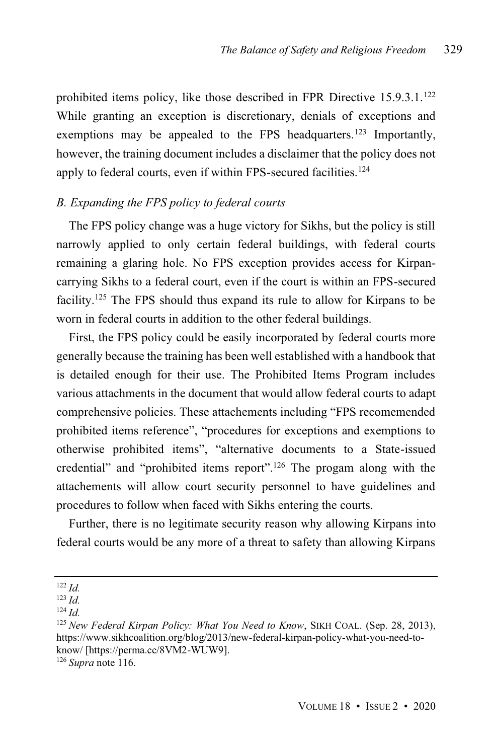prohibited items policy, like those described in FPR Directive 15.9.3.1.[122] While granting an exception is discretionary, denials of exceptions and exemptions may be appealed to the FPS headquarters.[123] Importantly, however, the training document includes a disclaimer that the policy does not apply to federal courts, even if within FPS-secured facilities.[124]

### *B. Expanding the FPS policy to federal courts*

The FPS policy change was a huge victory for Sikhs, but the policy is still narrowly applied to only certain federal buildings, with federal courts remaining a glaring hole. No FPS exception provides access for Kirpan-carrying Sikhs to a federal court, even if the court is within an FPS-secured facility.[125] The FPS should thus expand its rule to allow for Kirpans to be worn in federal courts in addition to the other federal buildings.

First, the FPS policy could be easily incorporated by federal courts more generally because the training has been well established with a handbook that is detailed enough for their use. The Prohibited Items Program includes various attachments in the document that would allow federal courts to adapt comprehensive policies. These attachements including "FPS recomemended prohibited items reference", "procedures for exceptions and exemptions to otherwise prohibited items", "alternative documents to a State-issued credential" and "prohibited items report".[126] The progam along with the attachements will allow court security personnel to have guidelines and procedures to follow when faced with Sikhs entering the courts.

Further, there is no legitimate security reason why allowing Kirpans into federal courts would be any more of a threat to safety than allowing Kirpans

---

[122] *Id.*

[123] *Id.*

[124] *Id.*

[125] *New Federal Kirpan Policy: What You Need to Know*, SIKH COAL. (Sep. 28, 2013), https://www.sikhcoalition.org/blog/2013/new-federal-kirpan-policy-what-you-need-to-know/ [https://perma.cc/8VM2-WUW9].

[126] *Supra* note 116.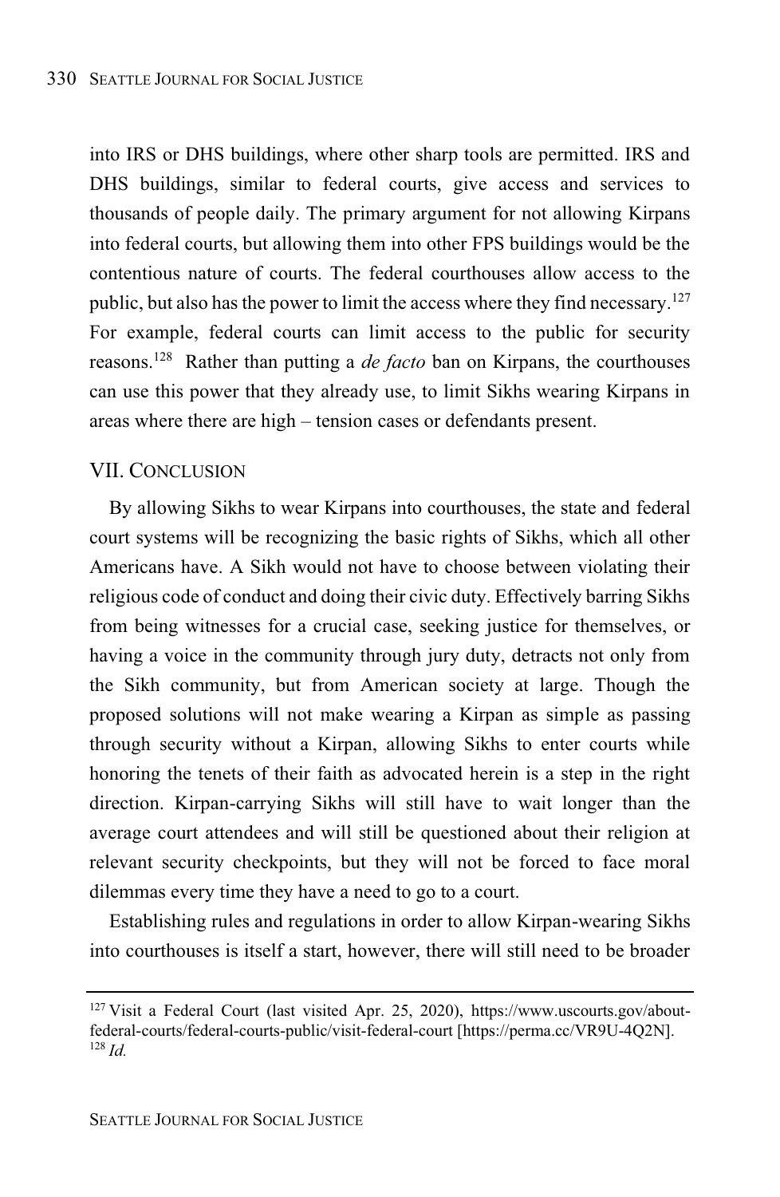into IRS or DHS buildings, where other sharp tools are permitted. IRS and DHS buildings, similar to federal courts, give access and services to thousands of people daily. The primary argument for not allowing Kirpans into federal courts, but allowing them into other FPS buildings would be the contentious nature of courts. The federal courthouses allow access to the public, but also has the power to limit the access where they find necessary.[127] For example, federal courts can limit access to the public for security reasons.[128] Rather than putting a *de facto* ban on Kirpans, the courthouses can use this power that they already use, to limit Sikhs wearing Kirpans in areas where there are high – tension cases or defendants present.

## VII. Conclusion

By allowing Sikhs to wear Kirpans into courthouses, the state and federal court systems will be recognizing the basic rights of Sikhs, which all other Americans have. A Sikh would not have to choose between violating their religious code of conduct and doing their civic duty. Effectively barring Sikhs from being witnesses for a crucial case, seeking justice for themselves, or having a voice in the community through jury duty, detracts not only from the Sikh community, but from American society at large. Though the proposed solutions will not make wearing a Kirpan as simple as passing through security without a Kirpan, allowing Sikhs to enter courts while honoring the tenets of their faith as advocated herein is a step in the right direction. Kirpan-carrying Sikhs will still have to wait longer than the average court attendees and will still be questioned about their religion at relevant security checkpoints, but they will not be forced to face moral dilemmas every time they have a need to go to a court.

Establishing rules and regulations in order to allow Kirpan-wearing Sikhs into courthouses is itself a start, however, there will still need to be broader

---

[127] Visit a Federal Court (last visited Apr. 25, 2020), https://www.uscourts.gov/about-federal-courts/federal-courts-public/visit-federal-court [https://perma.cc/VR9U-4Q2N].
[128] *Id.*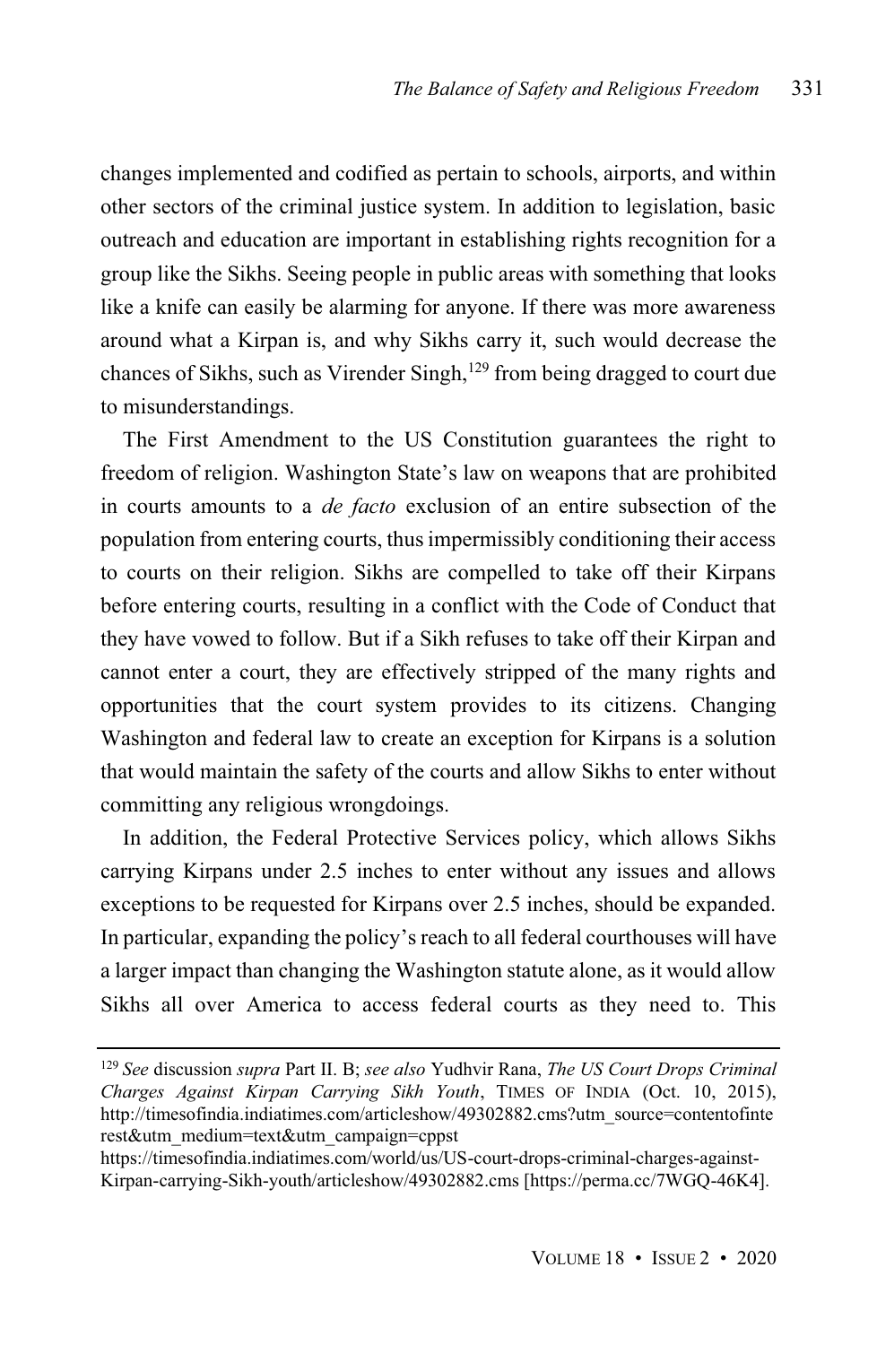changes implemented and codified as pertain to schools, airports, and within other sectors of the criminal justice system. In addition to legislation, basic outreach and education are important in establishing rights recognition for a group like the Sikhs. Seeing people in public areas with something that looks like a knife can easily be alarming for anyone. If there was more awareness around what a Kirpan is, and why Sikhs carry it, such would decrease the chances of Sikhs, such as Virender Singh,[129] from being dragged to court due to misunderstandings.

The First Amendment to the US Constitution guarantees the right to freedom of religion. Washington State's law on weapons that are prohibited in courts amounts to a *de facto* exclusion of an entire subsection of the population from entering courts, thus impermissibly conditioning their access to courts on their religion. Sikhs are compelled to take off their Kirpans before entering courts, resulting in a conflict with the Code of Conduct that they have vowed to follow. But if a Sikh refuses to take off their Kirpan and cannot enter a court, they are effectively stripped of the many rights and opportunities that the court system provides to its citizens. Changing Washington and federal law to create an exception for Kirpans is a solution that would maintain the safety of the courts and allow Sikhs to enter without committing any religious wrongdoings.

In addition, the Federal Protective Services policy, which allows Sikhs carrying Kirpans under 2.5 inches to enter without any issues and allows exceptions to be requested for Kirpans over 2.5 inches, should be expanded. In particular, expanding the policy's reach to all federal courthouses will have a larger impact than changing the Washington statute alone, as it would allow Sikhs all over America to access federal courts as they need to. This

---

[129] *See* discussion *supra* Part II. B; *see also* Yudhvir Rana, *The US Court Drops Criminal Charges Against Kirpan Carrying Sikh Youth*, TIMES OF INDIA (Oct. 10, 2015), http://timesofindia.indiatimes.com/articleshow/49302882.cms?utm_source=contentofinterest&utm_medium=text&utm_campaign=cppst https://timesofindia.indiatimes.com/world/us/US-court-drops-criminal-charges-against-Kirpan-carrying-Sikh-youth/articleshow/49302882.cms [https://perma.cc/7WGQ-46K4].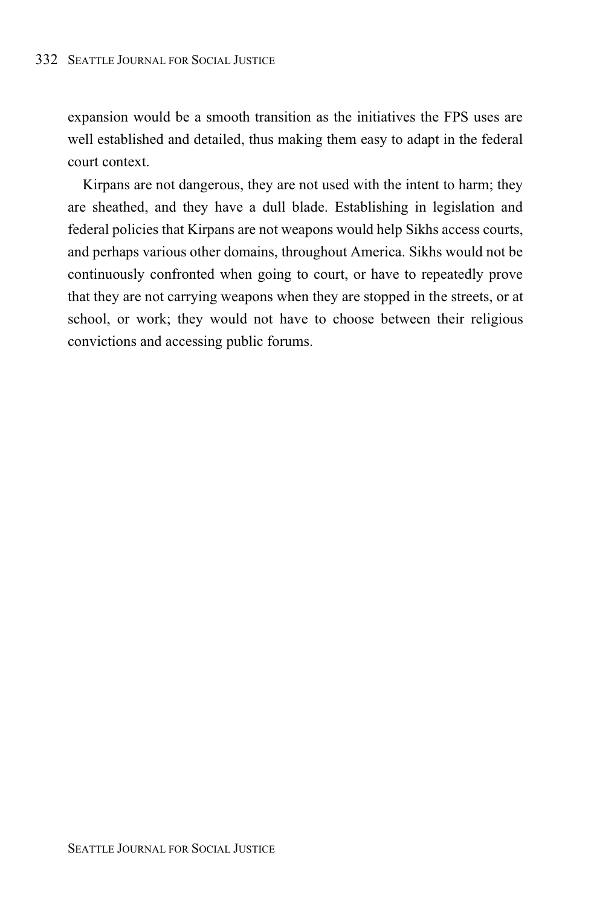expansion would be a smooth transition as the initiatives the FPS uses are well established and detailed, thus making them easy to adapt in the federal court context.

Kirpans are not dangerous, they are not used with the intent to harm; they are sheathed, and they have a dull blade. Establishing in legislation and federal policies that Kirpans are not weapons would help Sikhs access courts, and perhaps various other domains, throughout America. Sikhs would not be continuously confronted when going to court, or have to repeatedly prove that they are not carrying weapons when they are stopped in the streets, or at school, or work; they would not have to choose between their religious convictions and accessing public forums.